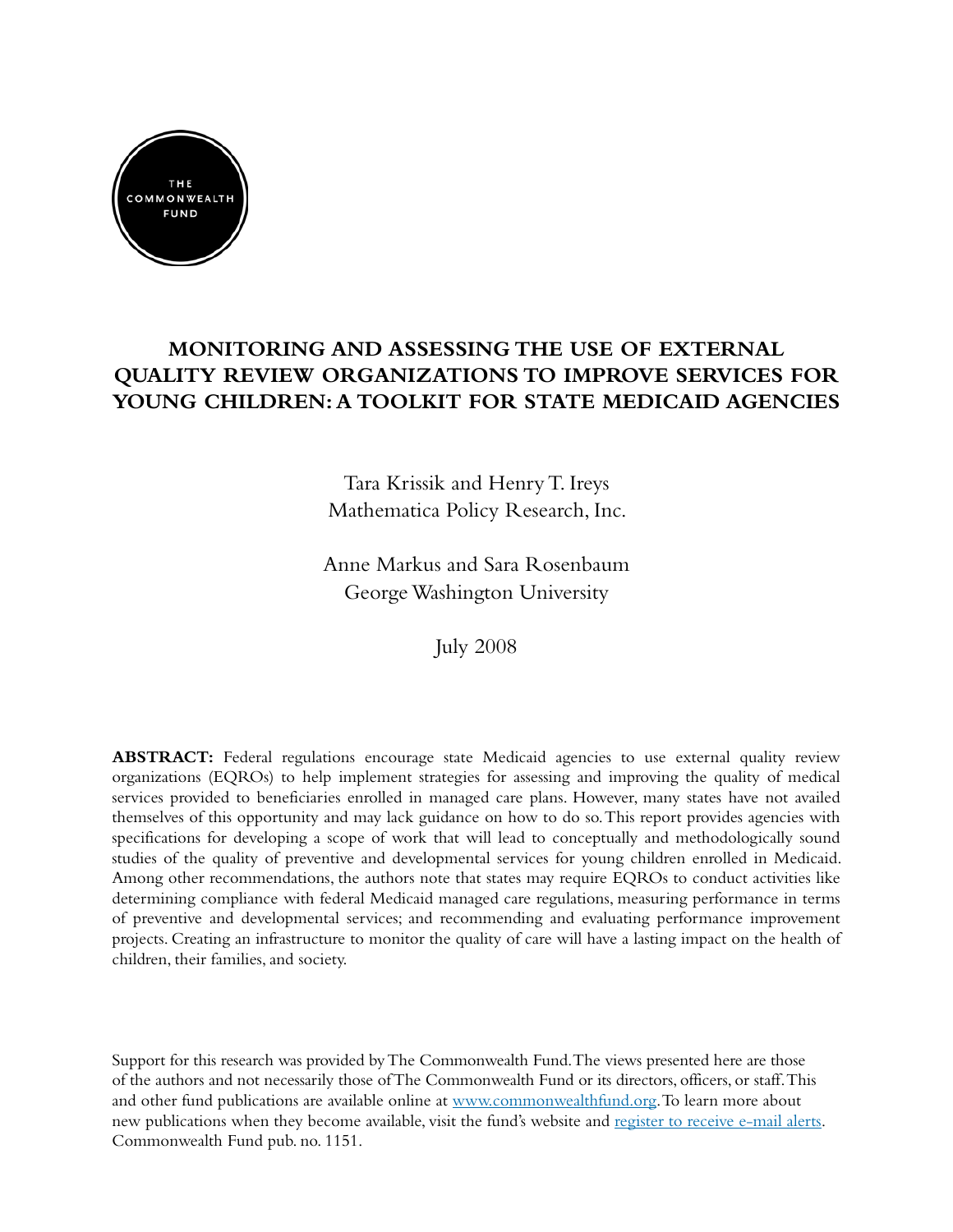THE COMMONWEALTH FUND

# MONITORING AND ASSESSING THE USE OF EXTERNAL QUALITY REVIEW ORGANIZATIONS TO IMPROVE SERVICES FOR YOUNG CHILDREN: A TOOLKIT FOR STATE MEDICAID AGENCIES

Tara Krissik and Henry T. Ireys
Mathematica Policy Research, Inc.

Anne Markus and Sara Rosenbaum
George Washington University

July 2008

**ABSTRACT:** Federal regulations encourage state Medicaid agencies to use external quality review organizations (EQROs) to help implement strategies for assessing and improving the quality of medical services provided to beneficiaries enrolled in managed care plans. However, many states have not availed themselves of this opportunity and may lack guidance on how to do so. This report provides agencies with specifications for developing a scope of work that will lead to conceptually and methodologically sound studies of the quality of preventive and developmental services for young children enrolled in Medicaid. Among other recommendations, the authors note that states may require EQROs to conduct activities like determining compliance with federal Medicaid managed care regulations, measuring performance in terms of preventive and developmental services; and recommending and evaluating performance improvement projects. Creating an infrastructure to monitor the quality of care will have a lasting impact on the health of children, their families, and society.

Support for this research was provided by The Commonwealth Fund. The views presented here are those of the authors and not necessarily those of The Commonwealth Fund or its directors, officers, or staff. This and other fund publications are available online at [www.commonwealthfund.org](www.commonwealthfund.org). To learn more about new publications when they become available, visit the fund's website and [register to receive e-mail alerts](). Commonwealth Fund pub. no. 1151.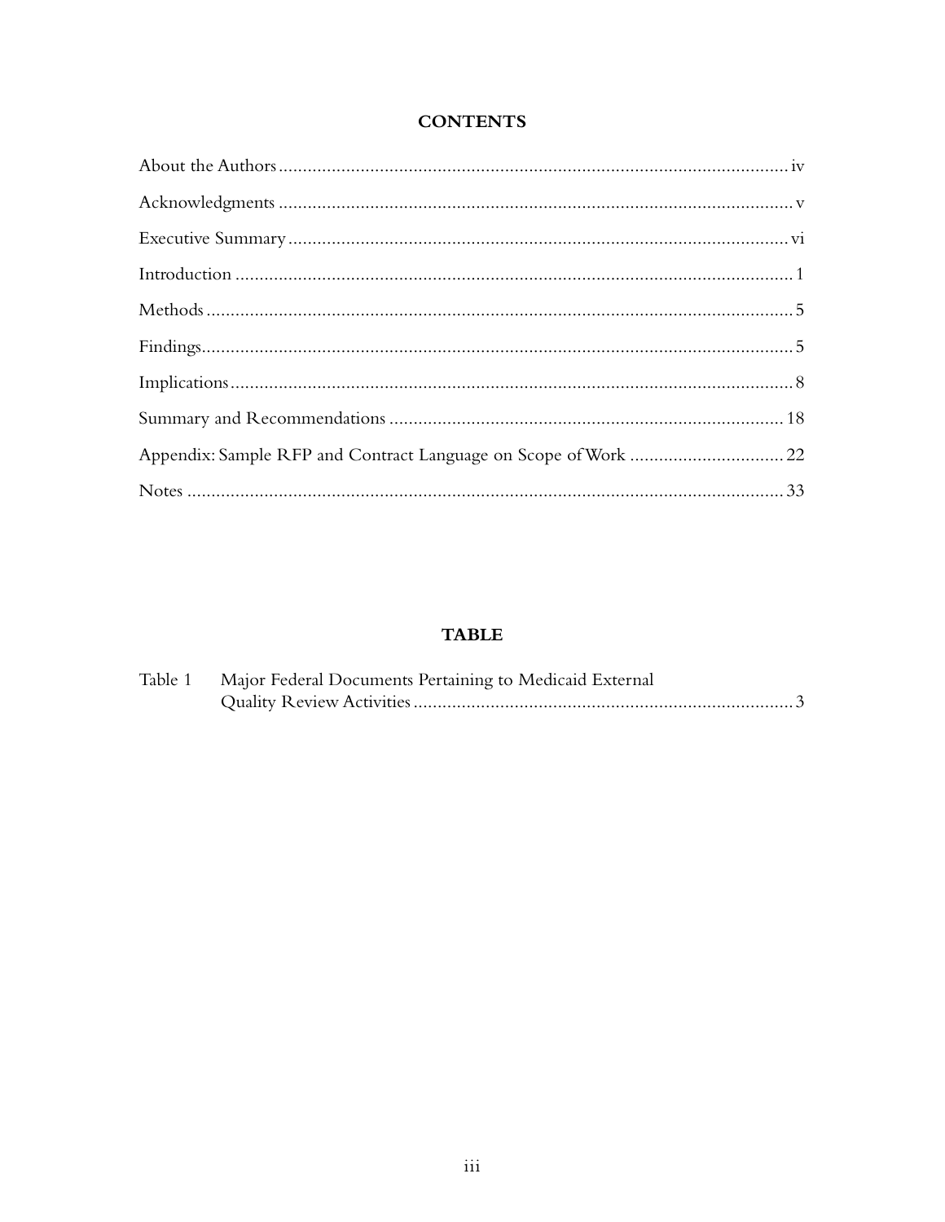# CONTENTS

About the Authors .......... iv

Acknowledgments .......... v

Executive Summary .......... vi

Introduction .......... 1

Methods .......... 5

Findings .......... 5

Implications .......... 8

Summary and Recommendations .......... 18

Appendix: Sample RFP and Contract Language on Scope of Work .......... 22

Notes .......... 33

# TABLE

Table 1 Major Federal Documents Pertaining to Medicaid External Quality Review Activities .......... 3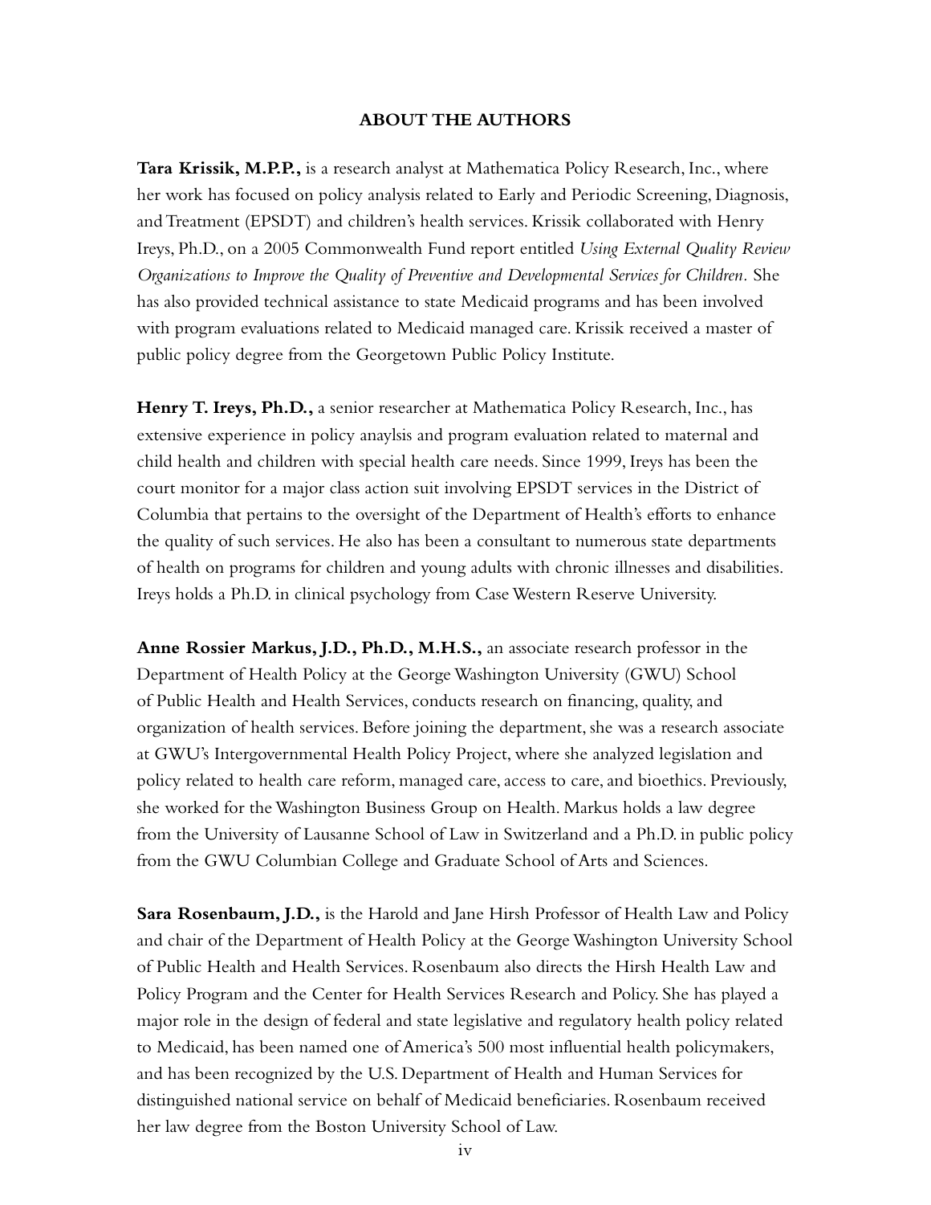## ABOUT THE AUTHORS

**Tara Krissik, M.P.P.,** is a research analyst at Mathematica Policy Research, Inc., where her work has focused on policy analysis related to Early and Periodic Screening, Diagnosis, and Treatment (EPSDT) and children's health services. Krissik collaborated with Henry Ireys, Ph.D., on a 2005 Commonwealth Fund report entitled *Using External Quality Review Organizations to Improve the Quality of Preventive and Developmental Services for Children.* She has also provided technical assistance to state Medicaid programs and has been involved with program evaluations related to Medicaid managed care. Krissik received a master of public policy degree from the Georgetown Public Policy Institute.

**Henry T. Ireys, Ph.D.,** a senior researcher at Mathematica Policy Research, Inc., has extensive experience in policy anaylsis and program evaluation related to maternal and child health and children with special health care needs. Since 1999, Ireys has been the court monitor for a major class action suit involving EPSDT services in the District of Columbia that pertains to the oversight of the Department of Health's efforts to enhance the quality of such services. He also has been a consultant to numerous state departments of health on programs for children and young adults with chronic illnesses and disabilities. Ireys holds a Ph.D. in clinical psychology from Case Western Reserve University.

**Anne Rossier Markus, J.D., Ph.D., M.H.S.,** an associate research professor in the Department of Health Policy at the George Washington University (GWU) School of Public Health and Health Services, conducts research on financing, quality, and organization of health services. Before joining the department, she was a research associate at GWU's Intergovernmental Health Policy Project, where she analyzed legislation and policy related to health care reform, managed care, access to care, and bioethics. Previously, she worked for the Washington Business Group on Health. Markus holds a law degree from the University of Lausanne School of Law in Switzerland and a Ph.D. in public policy from the GWU Columbian College and Graduate School of Arts and Sciences.

**Sara Rosenbaum, J.D.,** is the Harold and Jane Hirsh Professor of Health Law and Policy and chair of the Department of Health Policy at the George Washington University School of Public Health and Health Services. Rosenbaum also directs the Hirsh Health Law and Policy Program and the Center for Health Services Research and Policy. She has played a major role in the design of federal and state legislative and regulatory health policy related to Medicaid, has been named one of America's 500 most influential health policymakers, and has been recognized by the U.S. Department of Health and Human Services for distinguished national service on behalf of Medicaid beneficiaries. Rosenbaum received her law degree from the Boston University School of Law.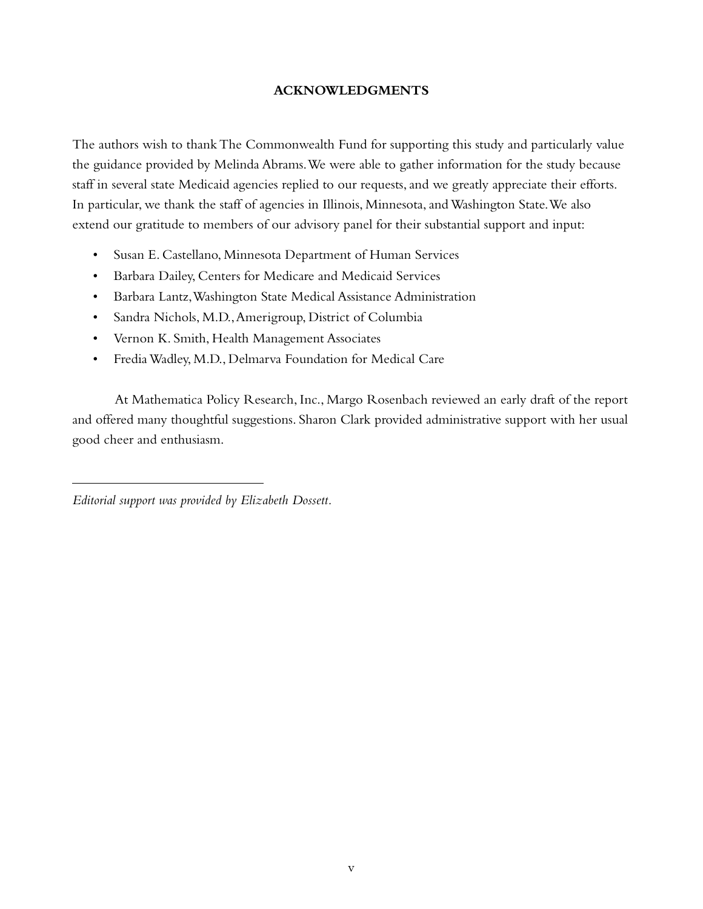## ACKNOWLEDGMENTS

The authors wish to thank The Commonwealth Fund for supporting this study and particularly value the guidance provided by Melinda Abrams. We were able to gather information for the study because staff in several state Medicaid agencies replied to our requests, and we greatly appreciate their efforts. In particular, we thank the staff of agencies in Illinois, Minnesota, and Washington State. We also extend our gratitude to members of our advisory panel for their substantial support and input:

- Susan E. Castellano, Minnesota Department of Human Services
- Barbara Dailey, Centers for Medicare and Medicaid Services
- Barbara Lantz, Washington State Medical Assistance Administration
- Sandra Nichols, M.D., Amerigroup, District of Columbia
- Vernon K. Smith, Health Management Associates
- Fredia Wadley, M.D., Delmarva Foundation for Medical Care

At Mathematica Policy Research, Inc., Margo Rosenbach reviewed an early draft of the report and offered many thoughtful suggestions. Sharon Clark provided administrative support with her usual good cheer and enthusiasm.

---

*Editorial support was provided by Elizabeth Dossett.*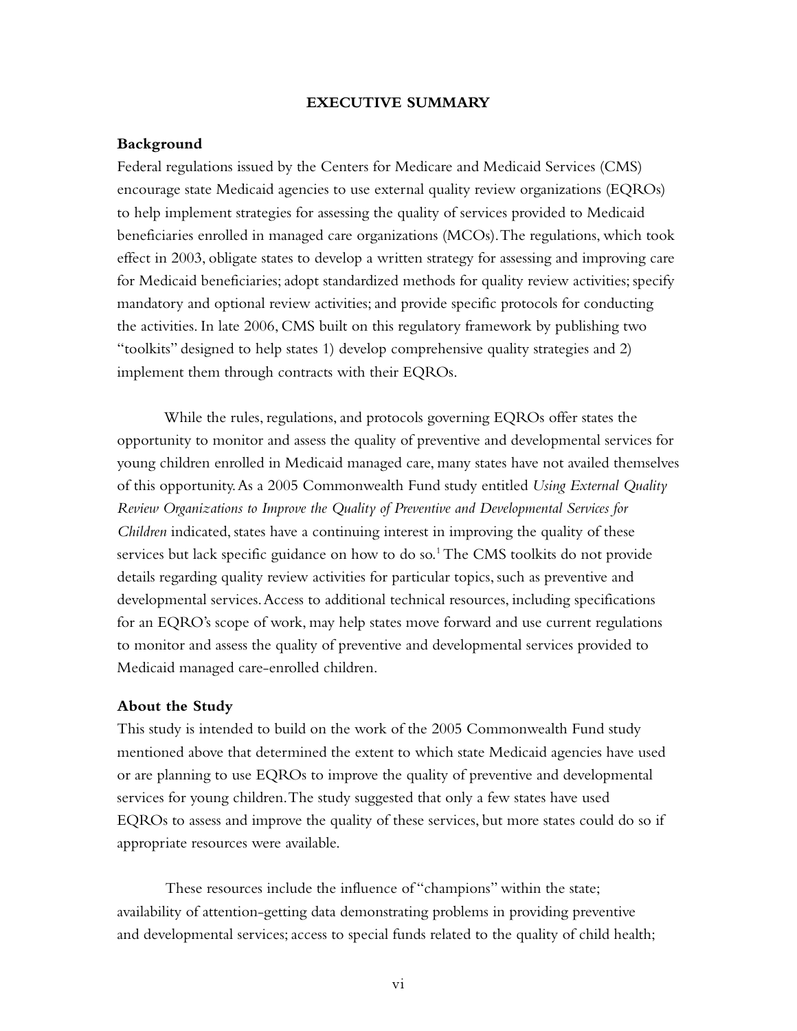## EXECUTIVE SUMMARY

### Background

Federal regulations issued by the Centers for Medicare and Medicaid Services (CMS) encourage state Medicaid agencies to use external quality review organizations (EQROs) to help implement strategies for assessing the quality of services provided to Medicaid beneficiaries enrolled in managed care organizations (MCOs). The regulations, which took effect in 2003, obligate states to develop a written strategy for assessing and improving care for Medicaid beneficiaries; adopt standardized methods for quality review activities; specify mandatory and optional review activities; and provide specific protocols for conducting the activities. In late 2006, CMS built on this regulatory framework by publishing two "toolkits" designed to help states 1) develop comprehensive quality strategies and 2) implement them through contracts with their EQROs.

While the rules, regulations, and protocols governing EQROs offer states the opportunity to monitor and assess the quality of preventive and developmental services for young children enrolled in Medicaid managed care, many states have not availed themselves of this opportunity. As a 2005 Commonwealth Fund study entitled *Using External Quality Review Organizations to Improve the Quality of Preventive and Developmental Services for Children* indicated, states have a continuing interest in improving the quality of these services but lack specific guidance on how to do so.[1] The CMS toolkits do not provide details regarding quality review activities for particular topics, such as preventive and developmental services. Access to additional technical resources, including specifications for an EQRO's scope of work, may help states move forward and use current regulations to monitor and assess the quality of preventive and developmental services provided to Medicaid managed care-enrolled children.

### About the Study

This study is intended to build on the work of the 2005 Commonwealth Fund study mentioned above that determined the extent to which state Medicaid agencies have used or are planning to use EQROs to improve the quality of preventive and developmental services for young children. The study suggested that only a few states have used EQROs to assess and improve the quality of these services, but more states could do so if appropriate resources were available.

These resources include the influence of "champions" within the state; availability of attention-getting data demonstrating problems in providing preventive and developmental services; access to special funds related to the quality of child health;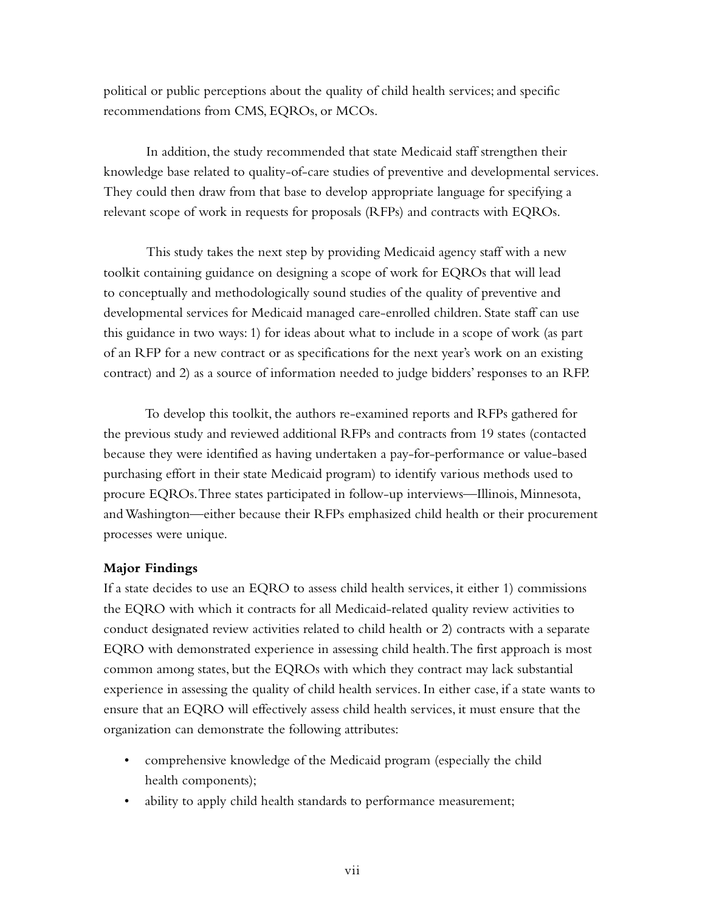political or public perceptions about the quality of child health services; and specific recommendations from CMS, EQROs, or MCOs.

In addition, the study recommended that state Medicaid staff strengthen their knowledge base related to quality-of-care studies of preventive and developmental services. They could then draw from that base to develop appropriate language for specifying a relevant scope of work in requests for proposals (RFPs) and contracts with EQROs.

This study takes the next step by providing Medicaid agency staff with a new toolkit containing guidance on designing a scope of work for EQROs that will lead to conceptually and methodologically sound studies of the quality of preventive and developmental services for Medicaid managed care-enrolled children. State staff can use this guidance in two ways: 1) for ideas about what to include in a scope of work (as part of an RFP for a new contract or as specifications for the next year's work on an existing contract) and 2) as a source of information needed to judge bidders' responses to an RFP.

To develop this toolkit, the authors re-examined reports and RFPs gathered for the previous study and reviewed additional RFPs and contracts from 19 states (contacted because they were identified as having undertaken a pay-for-performance or value-based purchasing effort in their state Medicaid program) to identify various methods used to procure EQROs. Three states participated in follow-up interviews—Illinois, Minnesota, and Washington—either because their RFPs emphasized child health or their procurement processes were unique.

**Major Findings**

If a state decides to use an EQRO to assess child health services, it either 1) commissions the EQRO with which it contracts for all Medicaid-related quality review activities to conduct designated review activities related to child health or 2) contracts with a separate EQRO with demonstrated experience in assessing child health. The first approach is most common among states, but the EQROs with which they contract may lack substantial experience in assessing the quality of child health services. In either case, if a state wants to ensure that an EQRO will effectively assess child health services, it must ensure that the organization can demonstrate the following attributes:

- comprehensive knowledge of the Medicaid program (especially the child health components);
- ability to apply child health standards to performance measurement;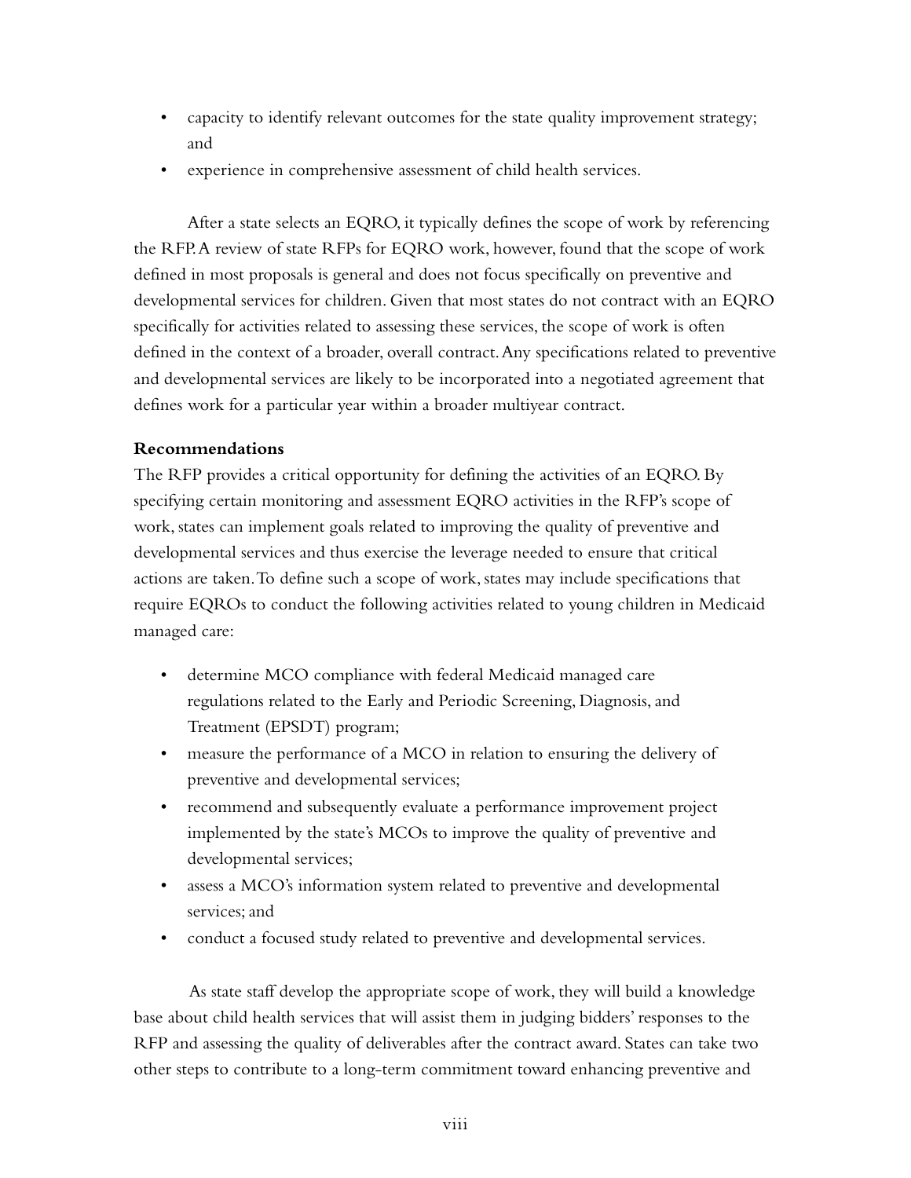- capacity to identify relevant outcomes for the state quality improvement strategy; and
- experience in comprehensive assessment of child health services.

After a state selects an EQRO, it typically defines the scope of work by referencing the RFP. A review of state RFPs for EQRO work, however, found that the scope of work defined in most proposals is general and does not focus specifically on preventive and developmental services for children. Given that most states do not contract with an EQRO specifically for activities related to assessing these services, the scope of work is often defined in the context of a broader, overall contract. Any specifications related to preventive and developmental services are likely to be incorporated into a negotiated agreement that defines work for a particular year within a broader multiyear contract.

**Recommendations**

The RFP provides a critical opportunity for defining the activities of an EQRO. By specifying certain monitoring and assessment EQRO activities in the RFP's scope of work, states can implement goals related to improving the quality of preventive and developmental services and thus exercise the leverage needed to ensure that critical actions are taken. To define such a scope of work, states may include specifications that require EQROs to conduct the following activities related to young children in Medicaid managed care:

- determine MCO compliance with federal Medicaid managed care regulations related to the Early and Periodic Screening, Diagnosis, and Treatment (EPSDT) program;
- measure the performance of a MCO in relation to ensuring the delivery of preventive and developmental services;
- recommend and subsequently evaluate a performance improvement project implemented by the state's MCOs to improve the quality of preventive and developmental services;
- assess a MCO's information system related to preventive and developmental services; and
- conduct a focused study related to preventive and developmental services.

As state staff develop the appropriate scope of work, they will build a knowledge base about child health services that will assist them in judging bidders' responses to the RFP and assessing the quality of deliverables after the contract award. States can take two other steps to contribute to a long-term commitment toward enhancing preventive and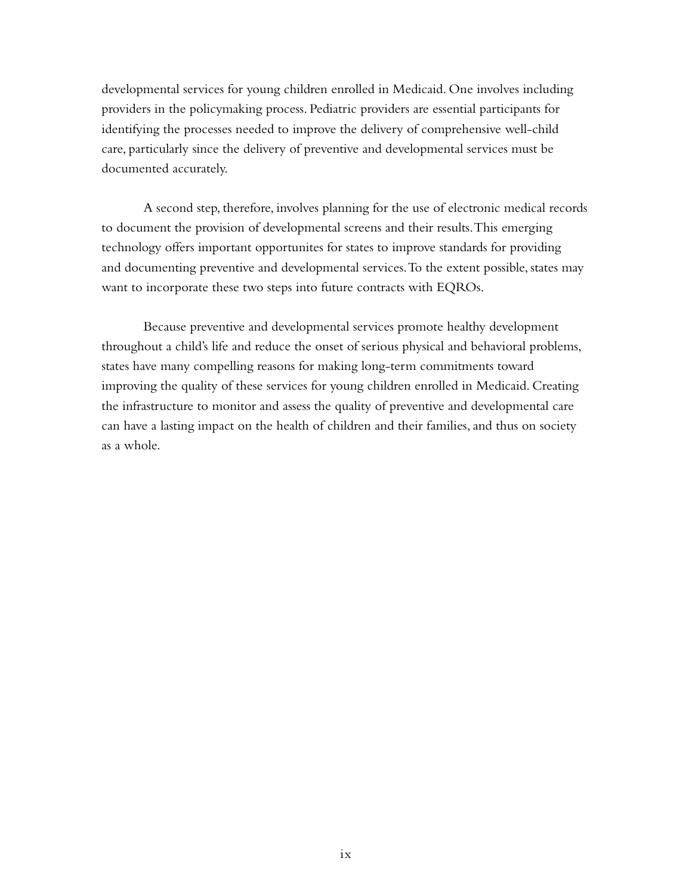developmental services for young children enrolled in Medicaid. One involves including providers in the policymaking process. Pediatric providers are essential participants for identifying the processes needed to improve the delivery of comprehensive well-child care, particularly since the delivery of preventive and developmental services must be documented accurately.

A second step, therefore, involves planning for the use of electronic medical records to document the provision of developmental screens and their results. This emerging technology offers important opportunites for states to improve standards for providing and documenting preventive and developmental services. To the extent possible, states may want to incorporate these two steps into future contracts with EQROs.

Because preventive and developmental services promote healthy development throughout a child's life and reduce the onset of serious physical and behavioral problems, states have many compelling reasons for making long-term commitments toward improving the quality of these services for young children enrolled in Medicaid. Creating the infrastructure to monitor and assess the quality of preventive and developmental care can have a lasting impact on the health of children and their families, and thus on society as a whole.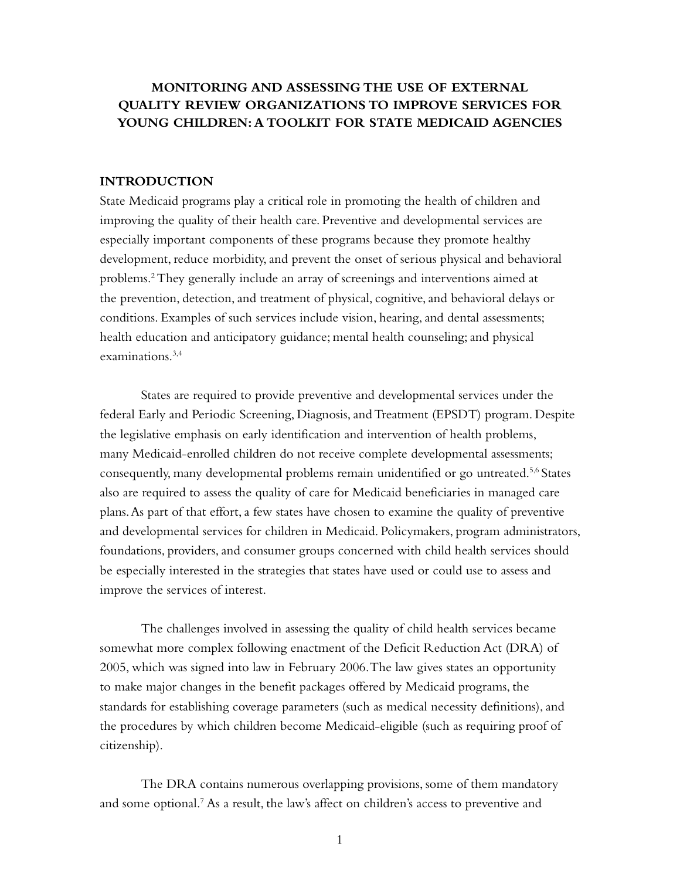# MONITORING AND ASSESSING THE USE OF EXTERNAL QUALITY REVIEW ORGANIZATIONS TO IMPROVE SERVICES FOR YOUNG CHILDREN: A TOOLKIT FOR STATE MEDICAID AGENCIES

## INTRODUCTION

State Medicaid programs play a critical role in promoting the health of children and improving the quality of their health care. Preventive and developmental services are especially important components of these programs because they promote healthy development, reduce morbidity, and prevent the onset of serious physical and behavioral problems.[2] They generally include an array of screenings and interventions aimed at the prevention, detection, and treatment of physical, cognitive, and behavioral delays or conditions. Examples of such services include vision, hearing, and dental assessments; health education and anticipatory guidance; mental health counseling; and physical examinations.[3,4]

States are required to provide preventive and developmental services under the federal Early and Periodic Screening, Diagnosis, and Treatment (EPSDT) program. Despite the legislative emphasis on early identification and intervention of health problems, many Medicaid-enrolled children do not receive complete developmental assessments; consequently, many developmental problems remain unidentified or go untreated.[5,6] States also are required to assess the quality of care for Medicaid beneficiaries in managed care plans. As part of that effort, a few states have chosen to examine the quality of preventive and developmental services for children in Medicaid. Policymakers, program administrators, foundations, providers, and consumer groups concerned with child health services should be especially interested in the strategies that states have used or could use to assess and improve the services of interest.

The challenges involved in assessing the quality of child health services became somewhat more complex following enactment of the Deficit Reduction Act (DRA) of 2005, which was signed into law in February 2006. The law gives states an opportunity to make major changes in the benefit packages offered by Medicaid programs, the standards for establishing coverage parameters (such as medical necessity definitions), and the procedures by which children become Medicaid-eligible (such as requiring proof of citizenship).

The DRA contains numerous overlapping provisions, some of them mandatory and some optional.[7] As a result, the law's affect on children's access to preventive and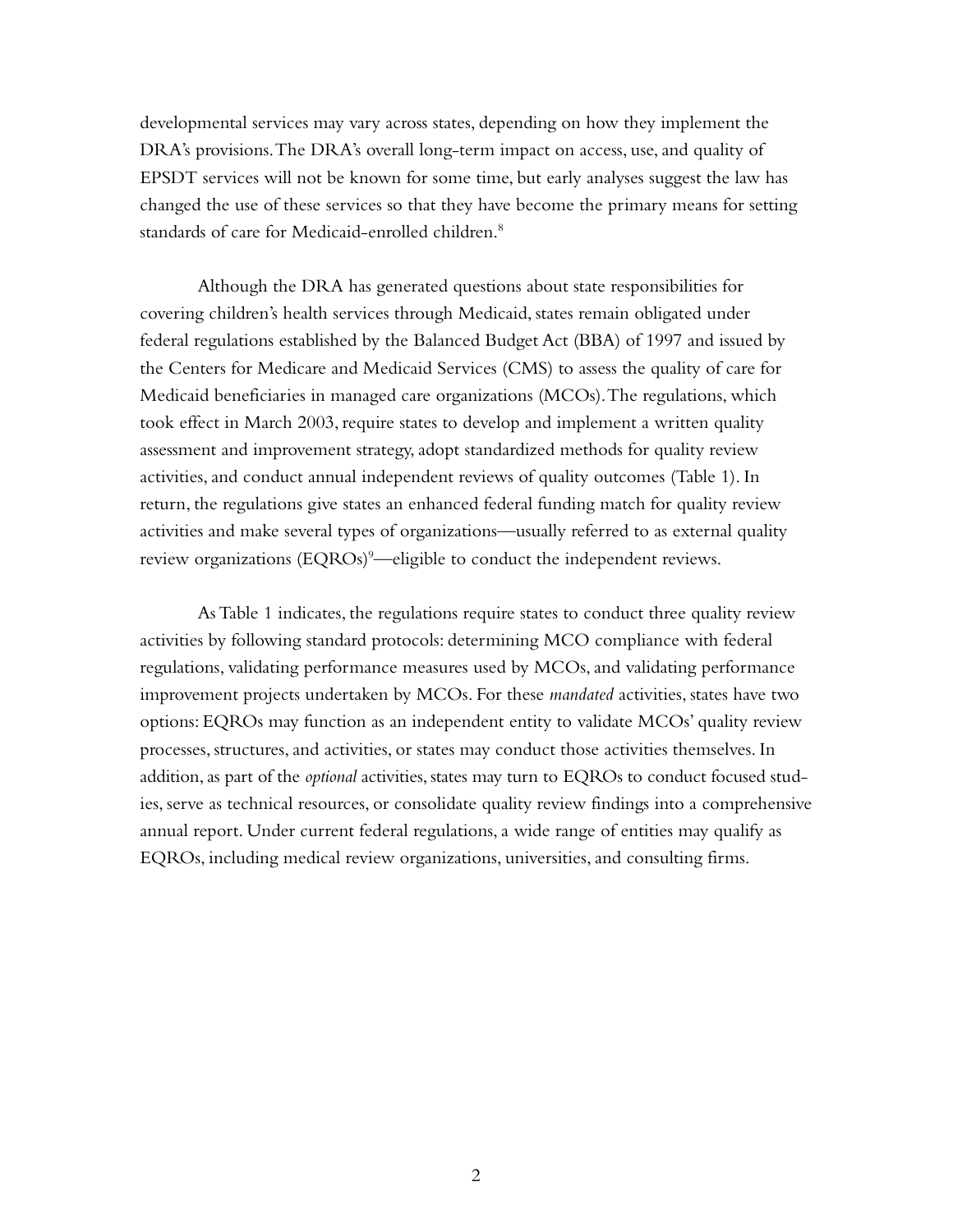developmental services may vary across states, depending on how they implement the DRA's provisions. The DRA's overall long-term impact on access, use, and quality of EPSDT services will not be known for some time, but early analyses suggest the law has changed the use of these services so that they have become the primary means for setting standards of care for Medicaid-enrolled children.[8]

Although the DRA has generated questions about state responsibilities for covering children's health services through Medicaid, states remain obligated under federal regulations established by the Balanced Budget Act (BBA) of 1997 and issued by the Centers for Medicare and Medicaid Services (CMS) to assess the quality of care for Medicaid beneficiaries in managed care organizations (MCOs). The regulations, which took effect in March 2003, require states to develop and implement a written quality assessment and improvement strategy, adopt standardized methods for quality review activities, and conduct annual independent reviews of quality outcomes (Table 1). In return, the regulations give states an enhanced federal funding match for quality review activities and make several types of organizations—usually referred to as external quality review organizations (EQROs)[9]—eligible to conduct the independent reviews.

As Table 1 indicates, the regulations require states to conduct three quality review activities by following standard protocols: determining MCO compliance with federal regulations, validating performance measures used by MCOs, and validating performance improvement projects undertaken by MCOs. For these *mandated* activities, states have two options: EQROs may function as an independent entity to validate MCOs' quality review processes, structures, and activities, or states may conduct those activities themselves. In addition, as part of the *optional* activities, states may turn to EQROs to conduct focused studies, serve as technical resources, or consolidate quality review findings into a comprehensive annual report. Under current federal regulations, a wide range of entities may qualify as EQROs, including medical review organizations, universities, and consulting firms.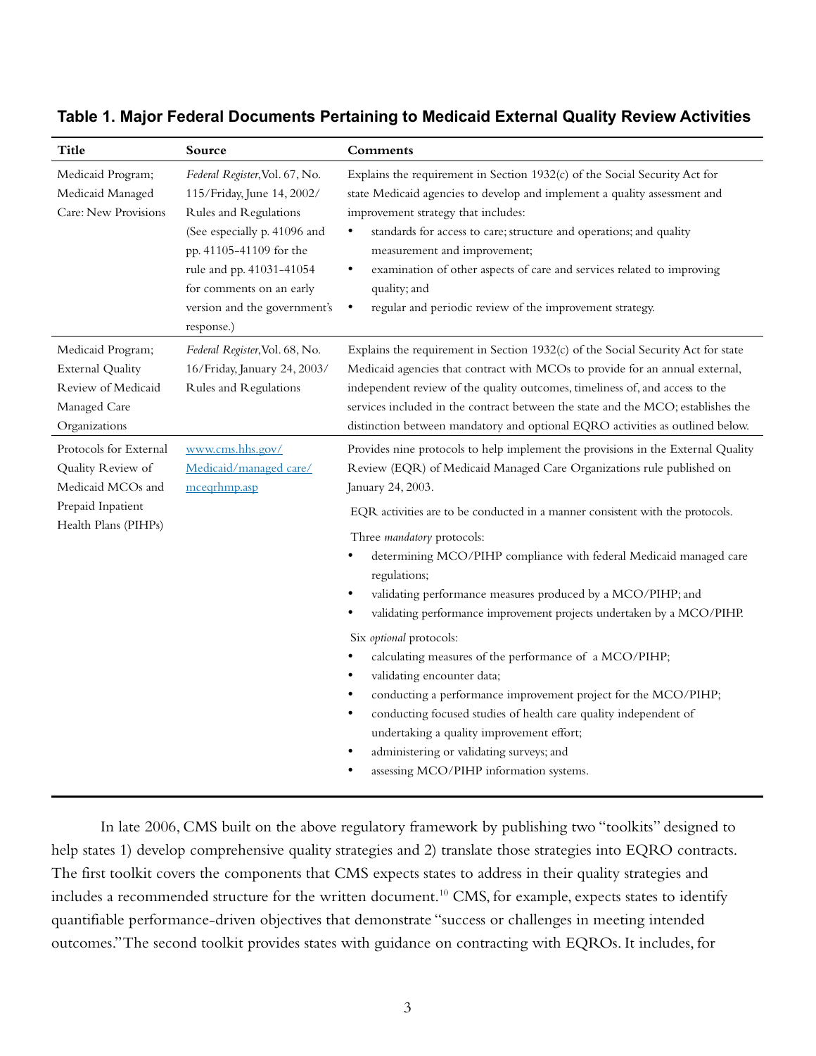**Table 1. Major Federal Documents Pertaining to Medicaid External Quality Review Activities**

| Title | Source | Comments |
|---|---|---|
| Medicaid Program; Medicaid Managed Care: New Provisions | *Federal Register*, Vol. 67, No. 115/Friday, June 14, 2002/ Rules and Regulations (See especially p. 41096 and pp. 41105-41109 for the rule and pp. 41031-41054 for comments on an early version and the government's response.) | Explains the requirement in Section 1932(c) of the Social Security Act for state Medicaid agencies to develop and implement a quality assessment and improvement strategy that includes: <br>• standards for access to care; structure and operations; and quality measurement and improvement; <br>• examination of other aspects of care and services related to improving quality; and <br>• regular and periodic review of the improvement strategy. |
| Medicaid Program; External Quality Review of Medicaid Managed Care Organizations | *Federal Register*, Vol. 68, No. 16/Friday, January 24, 2003/ Rules and Regulations | Explains the requirement in Section 1932(c) of the Social Security Act for state Medicaid agencies that contract with MCOs to provide for an annual external, independent review of the quality outcomes, timeliness of, and access to the services included in the contract between the state and the MCO; establishes the distinction between mandatory and optional EQRO activities as outlined below. |
| Protocols for External Quality Review of Medicaid MCOs and Prepaid Inpatient Health Plans (PIHPs) | www.cms.hhs.gov/ Medicaid/managed care/ mceqrhmp.asp | Provides nine protocols to help implement the provisions in the External Quality Review (EQR) of Medicaid Managed Care Organizations rule published on January 24, 2003. <br><br>EQR activities are to be conducted in a manner consistent with the protocols. <br><br>Three *mandatory* protocols: <br>• determining MCO/PIHP compliance with federal Medicaid managed care regulations; <br>• validating performance measures produced by a MCO/PIHP; and <br>• validating performance improvement projects undertaken by a MCO/PIHP. <br><br>Six *optional* protocols: <br>• calculating measures of the performance of a MCO/PIHP; <br>• validating encounter data; <br>• conducting a performance improvement project for the MCO/PIHP; <br>• conducting focused studies of health care quality independent of undertaking a quality improvement effort; <br>• administering or validating surveys; and <br>• assessing MCO/PIHP information systems. |

In late 2006, CMS built on the above regulatory framework by publishing two "toolkits" designed to help states 1) develop comprehensive quality strategies and 2) translate those strategies into EQRO contracts. The first toolkit covers the components that CMS expects states to address in their quality strategies and includes a recommended structure for the written document.[10] CMS, for example, expects states to identify quantifiable performance-driven objectives that demonstrate "success or challenges in meeting intended outcomes." The second toolkit provides states with guidance on contracting with EQROs. It includes, for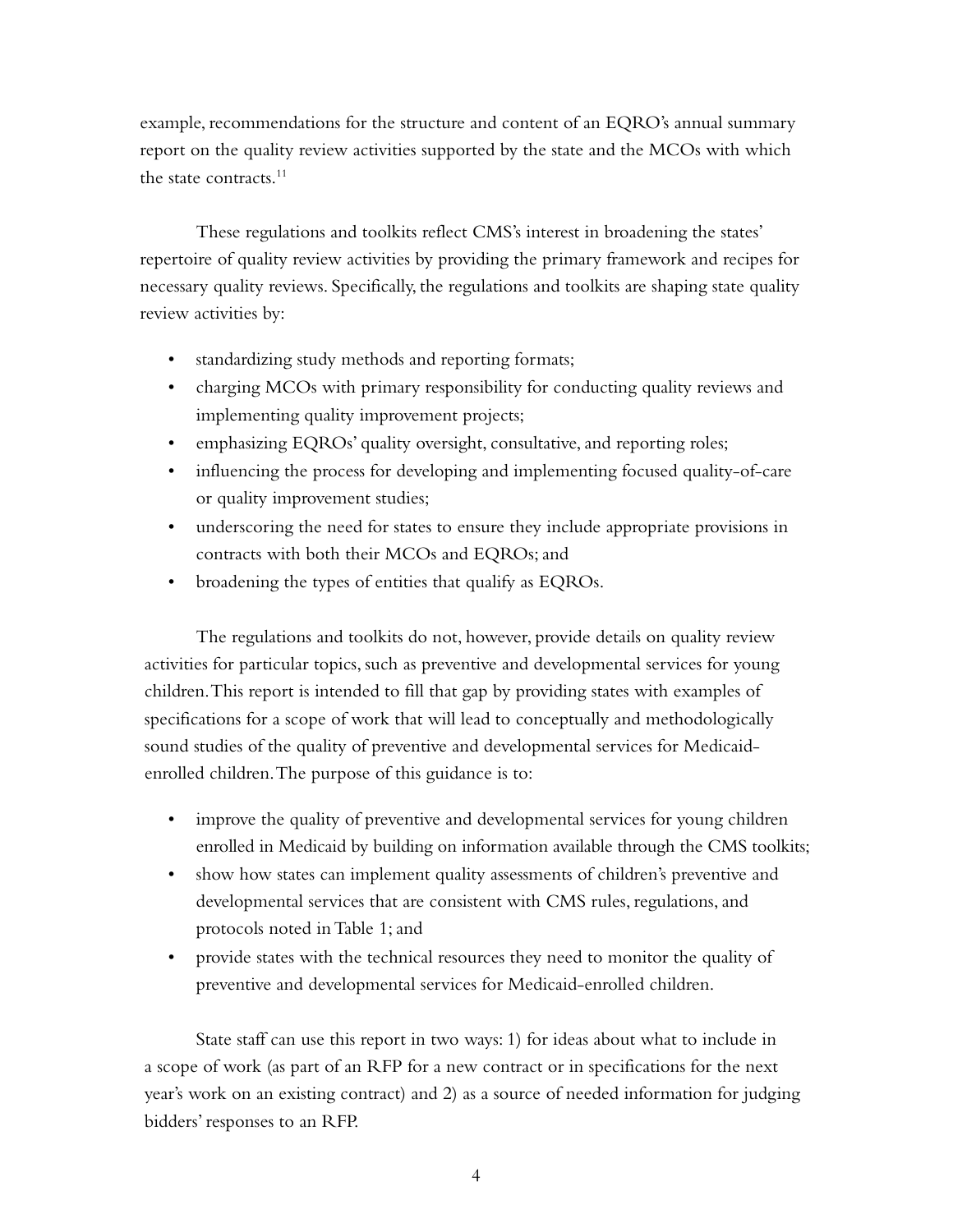example, recommendations for the structure and content of an EQRO's annual summary report on the quality review activities supported by the state and the MCOs with which the state contracts.[11]

These regulations and toolkits reflect CMS's interest in broadening the states' repertoire of quality review activities by providing the primary framework and recipes for necessary quality reviews. Specifically, the regulations and toolkits are shaping state quality review activities by:

- standardizing study methods and reporting formats;
- charging MCOs with primary responsibility for conducting quality reviews and implementing quality improvement projects;
- emphasizing EQROs' quality oversight, consultative, and reporting roles;
- influencing the process for developing and implementing focused quality-of-care or quality improvement studies;
- underscoring the need for states to ensure they include appropriate provisions in contracts with both their MCOs and EQROs; and
- broadening the types of entities that qualify as EQROs.

The regulations and toolkits do not, however, provide details on quality review activities for particular topics, such as preventive and developmental services for young children. This report is intended to fill that gap by providing states with examples of specifications for a scope of work that will lead to conceptually and methodologically sound studies of the quality of preventive and developmental services for Medicaid-enrolled children. The purpose of this guidance is to:

- improve the quality of preventive and developmental services for young children enrolled in Medicaid by building on information available through the CMS toolkits;
- show how states can implement quality assessments of children's preventive and developmental services that are consistent with CMS rules, regulations, and protocols noted in Table 1; and
- provide states with the technical resources they need to monitor the quality of preventive and developmental services for Medicaid-enrolled children.

State staff can use this report in two ways: 1) for ideas about what to include in a scope of work (as part of an RFP for a new contract or in specifications for the next year's work on an existing contract) and 2) as a source of needed information for judging bidders' responses to an RFP.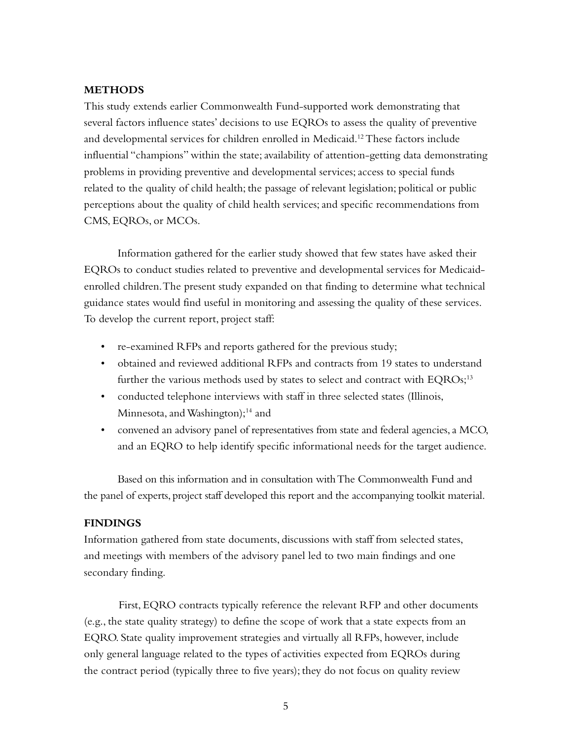## METHODS

This study extends earlier Commonwealth Fund-supported work demonstrating that several factors influence states' decisions to use EQROs to assess the quality of preventive and developmental services for children enrolled in Medicaid.[12] These factors include influential "champions" within the state; availability of attention-getting data demonstrating problems in providing preventive and developmental services; access to special funds related to the quality of child health; the passage of relevant legislation; political or public perceptions about the quality of child health services; and specific recommendations from CMS, EQROs, or MCOs.

Information gathered for the earlier study showed that few states have asked their EQROs to conduct studies related to preventive and developmental services for Medicaid-enrolled children. The present study expanded on that finding to determine what technical guidance states would find useful in monitoring and assessing the quality of these services. To develop the current report, project staff:

- re-examined RFPs and reports gathered for the previous study;
- obtained and reviewed additional RFPs and contracts from 19 states to understand further the various methods used by states to select and contract with EQROs;[13]
- conducted telephone interviews with staff in three selected states (Illinois, Minnesota, and Washington);[14] and
- convened an advisory panel of representatives from state and federal agencies, a MCO, and an EQRO to help identify specific informational needs for the target audience.

Based on this information and in consultation with The Commonwealth Fund and the panel of experts, project staff developed this report and the accompanying toolkit material.

## FINDINGS

Information gathered from state documents, discussions with staff from selected states, and meetings with members of the advisory panel led to two main findings and one secondary finding.

First, EQRO contracts typically reference the relevant RFP and other documents (e.g., the state quality strategy) to define the scope of work that a state expects from an EQRO. State quality improvement strategies and virtually all RFPs, however, include only general language related to the types of activities expected from EQROs during the contract period (typically three to five years); they do not focus on quality review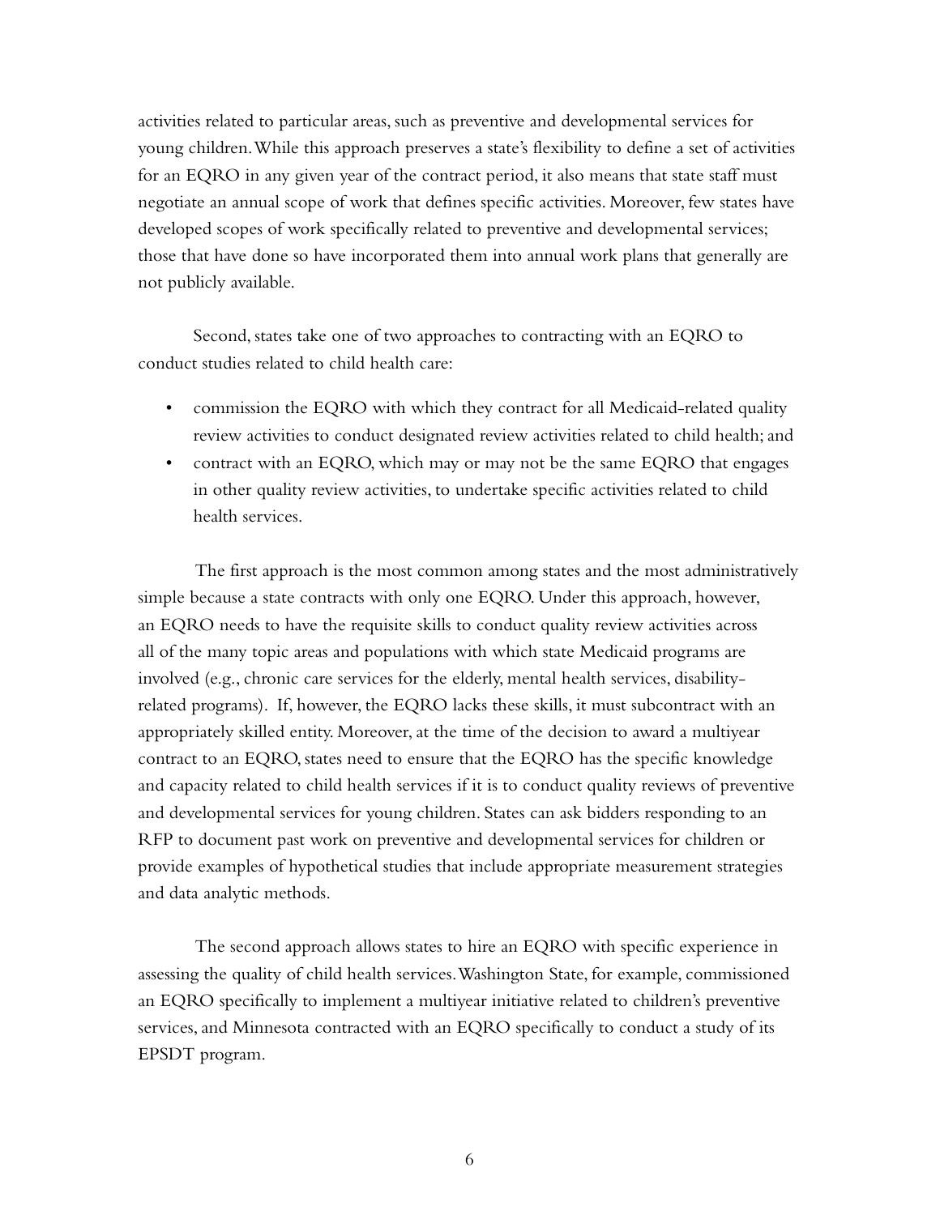activities related to particular areas, such as preventive and developmental services for young children. While this approach preserves a state's flexibility to define a set of activities for an EQRO in any given year of the contract period, it also means that state staff must negotiate an annual scope of work that defines specific activities. Moreover, few states have developed scopes of work specifically related to preventive and developmental services; those that have done so have incorporated them into annual work plans that generally are not publicly available.

Second, states take one of two approaches to contracting with an EQRO to conduct studies related to child health care:

- commission the EQRO with which they contract for all Medicaid-related quality review activities to conduct designated review activities related to child health; and
- contract with an EQRO, which may or may not be the same EQRO that engages in other quality review activities, to undertake specific activities related to child health services.

The first approach is the most common among states and the most administratively simple because a state contracts with only one EQRO. Under this approach, however, an EQRO needs to have the requisite skills to conduct quality review activities across all of the many topic areas and populations with which state Medicaid programs are involved (e.g., chronic care services for the elderly, mental health services, disability-related programs). If, however, the EQRO lacks these skills, it must subcontract with an appropriately skilled entity. Moreover, at the time of the decision to award a multiyear contract to an EQRO, states need to ensure that the EQRO has the specific knowledge and capacity related to child health services if it is to conduct quality reviews of preventive and developmental services for young children. States can ask bidders responding to an RFP to document past work on preventive and developmental services for children or provide examples of hypothetical studies that include appropriate measurement strategies and data analytic methods.

The second approach allows states to hire an EQRO with specific experience in assessing the quality of child health services. Washington State, for example, commissioned an EQRO specifically to implement a multiyear initiative related to children's preventive services, and Minnesota contracted with an EQRO specifically to conduct a study of its EPSDT program.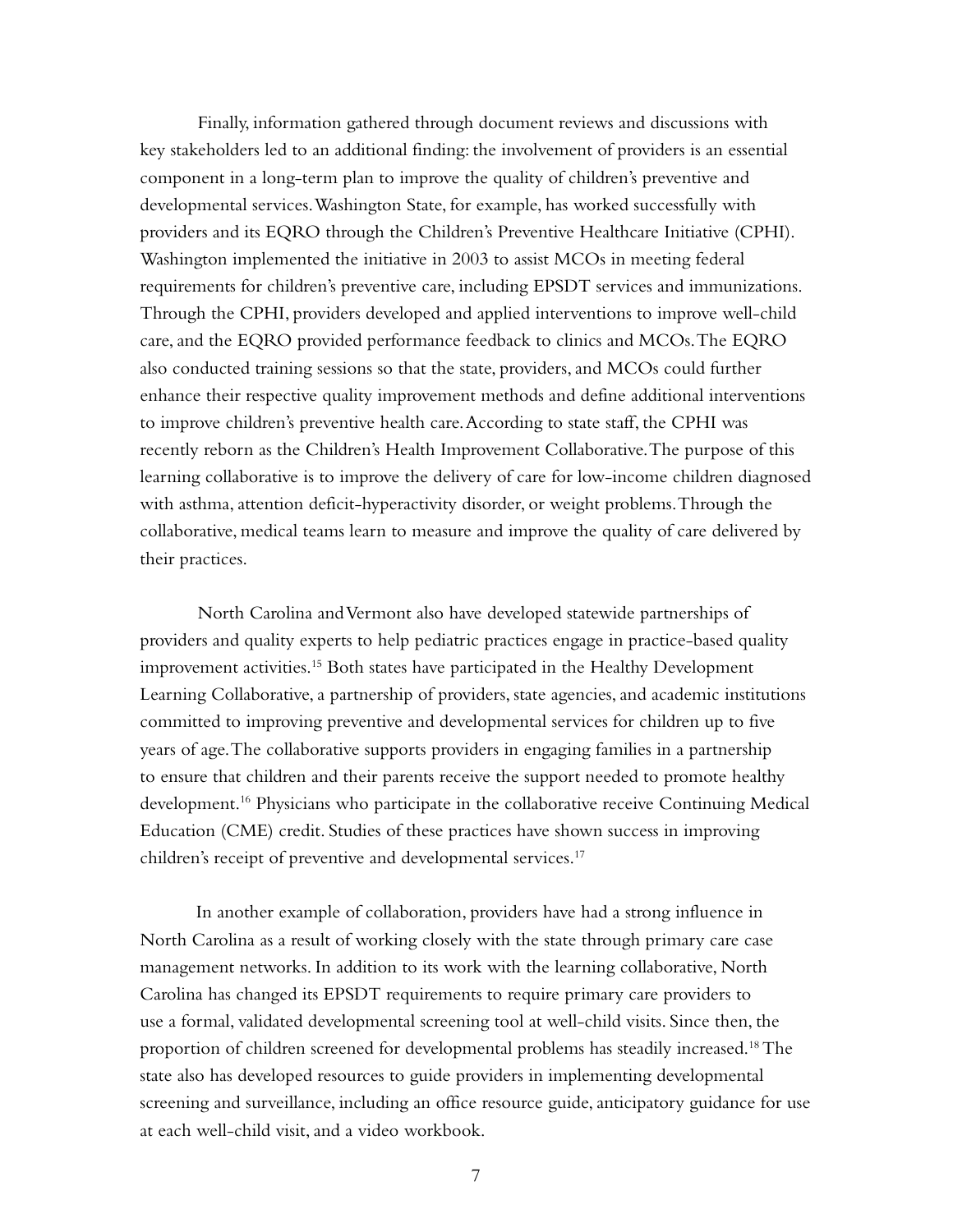Finally, information gathered through document reviews and discussions with key stakeholders led to an additional finding: the involvement of providers is an essential component in a long-term plan to improve the quality of children's preventive and developmental services. Washington State, for example, has worked successfully with providers and its EQRO through the Children's Preventive Healthcare Initiative (CPHI). Washington implemented the initiative in 2003 to assist MCOs in meeting federal requirements for children's preventive care, including EPSDT services and immunizations. Through the CPHI, providers developed and applied interventions to improve well-child care, and the EQRO provided performance feedback to clinics and MCOs. The EQRO also conducted training sessions so that the state, providers, and MCOs could further enhance their respective quality improvement methods and define additional interventions to improve children's preventive health care. According to state staff, the CPHI was recently reborn as the Children's Health Improvement Collaborative. The purpose of this learning collaborative is to improve the delivery of care for low-income children diagnosed with asthma, attention deficit-hyperactivity disorder, or weight problems. Through the collaborative, medical teams learn to measure and improve the quality of care delivered by their practices.

North Carolina and Vermont also have developed statewide partnerships of providers and quality experts to help pediatric practices engage in practice-based quality improvement activities.[15] Both states have participated in the Healthy Development Learning Collaborative, a partnership of providers, state agencies, and academic institutions committed to improving preventive and developmental services for children up to five years of age. The collaborative supports providers in engaging families in a partnership to ensure that children and their parents receive the support needed to promote healthy development.[16] Physicians who participate in the collaborative receive Continuing Medical Education (CME) credit. Studies of these practices have shown success in improving children's receipt of preventive and developmental services.[17]

In another example of collaboration, providers have had a strong influence in North Carolina as a result of working closely with the state through primary care case management networks. In addition to its work with the learning collaborative, North Carolina has changed its EPSDT requirements to require primary care providers to use a formal, validated developmental screening tool at well-child visits. Since then, the proportion of children screened for developmental problems has steadily increased.[18] The state also has developed resources to guide providers in implementing developmental screening and surveillance, including an office resource guide, anticipatory guidance for use at each well-child visit, and a video workbook.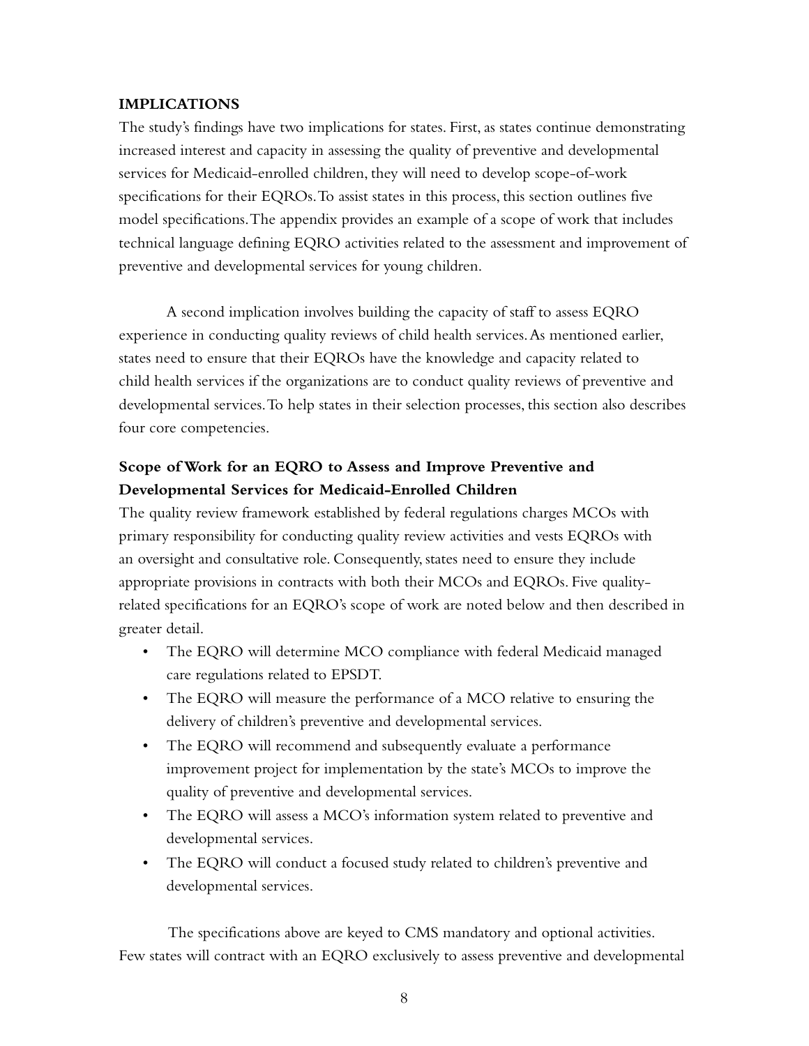**IMPLICATIONS**

The study's findings have two implications for states. First, as states continue demonstrating increased interest and capacity in assessing the quality of preventive and developmental services for Medicaid-enrolled children, they will need to develop scope-of-work specifications for their EQROs. To assist states in this process, this section outlines five model specifications. The appendix provides an example of a scope of work that includes technical language defining EQRO activities related to the assessment and improvement of preventive and developmental services for young children.

A second implication involves building the capacity of staff to assess EQRO experience in conducting quality reviews of child health services. As mentioned earlier, states need to ensure that their EQROs have the knowledge and capacity related to child health services if the organizations are to conduct quality reviews of preventive and developmental services. To help states in their selection processes, this section also describes four core competencies.

**Scope of Work for an EQRO to Assess and Improve Preventive and Developmental Services for Medicaid-Enrolled Children**

The quality review framework established by federal regulations charges MCOs with primary responsibility for conducting quality review activities and vests EQROs with an oversight and consultative role. Consequently, states need to ensure they include appropriate provisions in contracts with both their MCOs and EQROs. Five quality-related specifications for an EQRO's scope of work are noted below and then described in greater detail.

- The EQRO will determine MCO compliance with federal Medicaid managed care regulations related to EPSDT.
- The EQRO will measure the performance of a MCO relative to ensuring the delivery of children's preventive and developmental services.
- The EQRO will recommend and subsequently evaluate a performance improvement project for implementation by the state's MCOs to improve the quality of preventive and developmental services.
- The EQRO will assess a MCO's information system related to preventive and developmental services.
- The EQRO will conduct a focused study related to children's preventive and developmental services.

The specifications above are keyed to CMS mandatory and optional activities. Few states will contract with an EQRO exclusively to assess preventive and developmental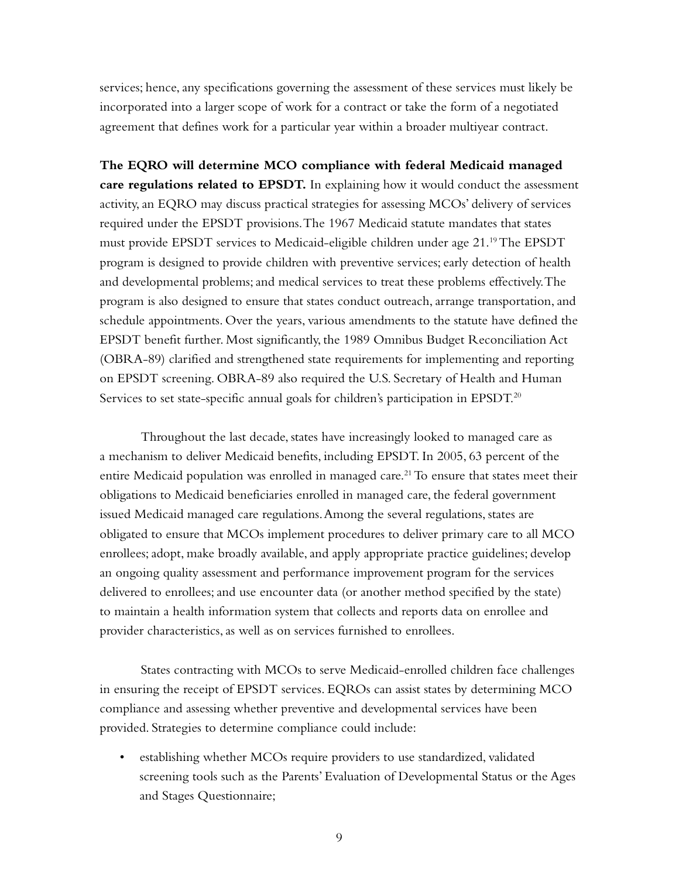services; hence, any specifications governing the assessment of these services must likely be incorporated into a larger scope of work for a contract or take the form of a negotiated agreement that defines work for a particular year within a broader multiyear contract.

**The EQRO will determine MCO compliance with federal Medicaid managed care regulations related to EPSDT.** In explaining how it would conduct the assessment activity, an EQRO may discuss practical strategies for assessing MCOs' delivery of services required under the EPSDT provisions. The 1967 Medicaid statute mandates that states must provide EPSDT services to Medicaid-eligible children under age 21.[19] The EPSDT program is designed to provide children with preventive services; early detection of health and developmental problems; and medical services to treat these problems effectively. The program is also designed to ensure that states conduct outreach, arrange transportation, and schedule appointments. Over the years, various amendments to the statute have defined the EPSDT benefit further. Most significantly, the 1989 Omnibus Budget Reconciliation Act (OBRA-89) clarified and strengthened state requirements for implementing and reporting on EPSDT screening. OBRA-89 also required the U.S. Secretary of Health and Human Services to set state-specific annual goals for children's participation in EPSDT.[20]

Throughout the last decade, states have increasingly looked to managed care as a mechanism to deliver Medicaid benefits, including EPSDT. In 2005, 63 percent of the entire Medicaid population was enrolled in managed care.[21] To ensure that states meet their obligations to Medicaid beneficiaries enrolled in managed care, the federal government issued Medicaid managed care regulations. Among the several regulations, states are obligated to ensure that MCOs implement procedures to deliver primary care to all MCO enrollees; adopt, make broadly available, and apply appropriate practice guidelines; develop an ongoing quality assessment and performance improvement program for the services delivered to enrollees; and use encounter data (or another method specified by the state) to maintain a health information system that collects and reports data on enrollee and provider characteristics, as well as on services furnished to enrollees.

States contracting with MCOs to serve Medicaid-enrolled children face challenges in ensuring the receipt of EPSDT services. EQROs can assist states by determining MCO compliance and assessing whether preventive and developmental services have been provided. Strategies to determine compliance could include:

- establishing whether MCOs require providers to use standardized, validated screening tools such as the Parents' Evaluation of Developmental Status or the Ages and Stages Questionnaire;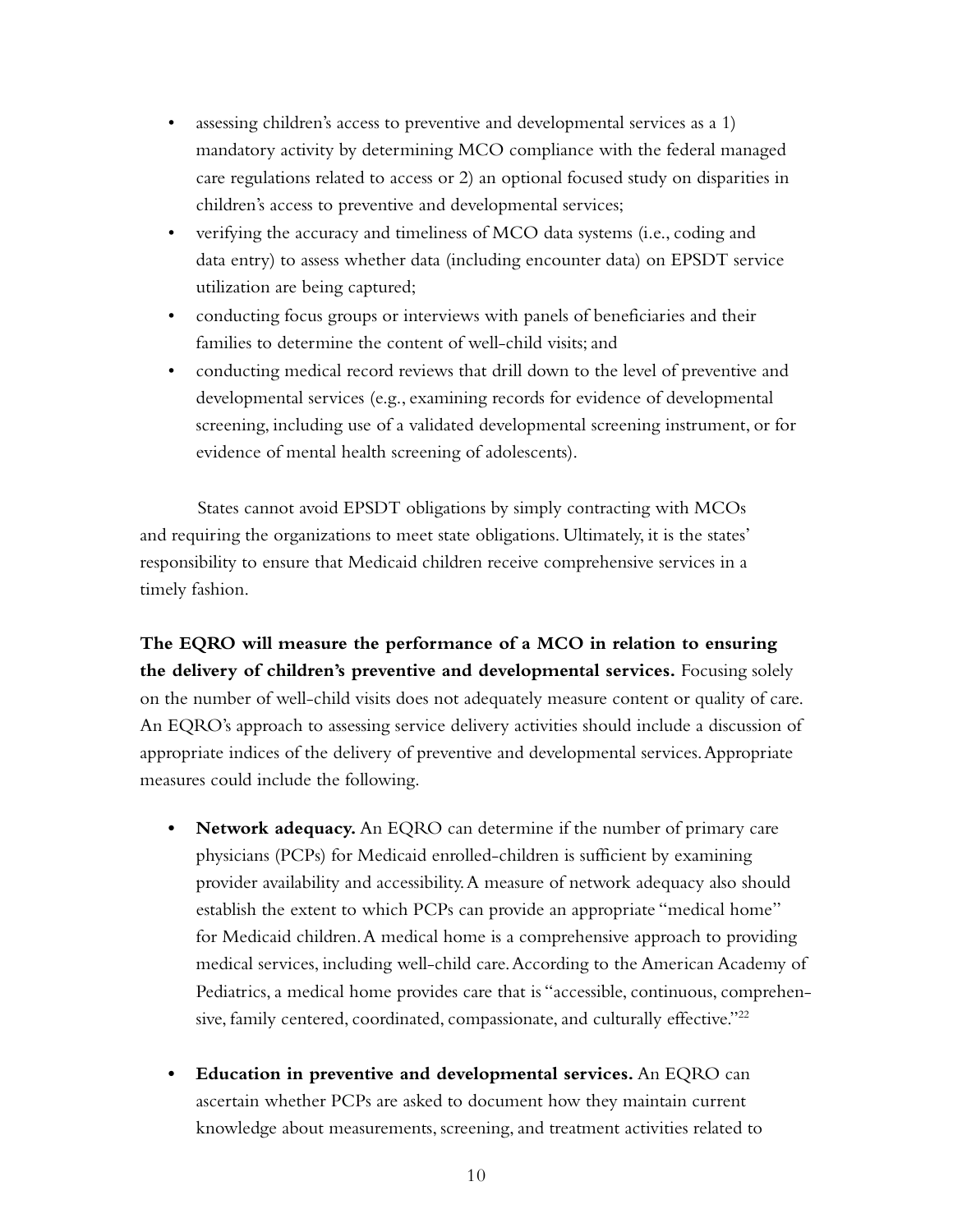- assessing children's access to preventive and developmental services as a 1) mandatory activity by determining MCO compliance with the federal managed care regulations related to access or 2) an optional focused study on disparities in children's access to preventive and developmental services;
- verifying the accuracy and timeliness of MCO data systems (i.e., coding and data entry) to assess whether data (including encounter data) on EPSDT service utilization are being captured;
- conducting focus groups or interviews with panels of beneficiaries and their families to determine the content of well-child visits; and
- conducting medical record reviews that drill down to the level of preventive and developmental services (e.g., examining records for evidence of developmental screening, including use of a validated developmental screening instrument, or for evidence of mental health screening of adolescents).

States cannot avoid EPSDT obligations by simply contracting with MCOs and requiring the organizations to meet state obligations. Ultimately, it is the states' responsibility to ensure that Medicaid children receive comprehensive services in a timely fashion.

**The EQRO will measure the performance of a MCO in relation to ensuring the delivery of children's preventive and developmental services.** Focusing solely on the number of well-child visits does not adequately measure content or quality of care. An EQRO's approach to assessing service delivery activities should include a discussion of appropriate indices of the delivery of preventive and developmental services. Appropriate measures could include the following.

- **Network adequacy.** An EQRO can determine if the number of primary care physicians (PCPs) for Medicaid enrolled-children is sufficient by examining provider availability and accessibility. A measure of network adequacy also should establish the extent to which PCPs can provide an appropriate "medical home" for Medicaid children. A medical home is a comprehensive approach to providing medical services, including well-child care. According to the American Academy of Pediatrics, a medical home provides care that is "accessible, continuous, comprehensive, family centered, coordinated, compassionate, and culturally effective."[22]

- **Education in preventive and developmental services.** An EQRO can ascertain whether PCPs are asked to document how they maintain current knowledge about measurements, screening, and treatment activities related to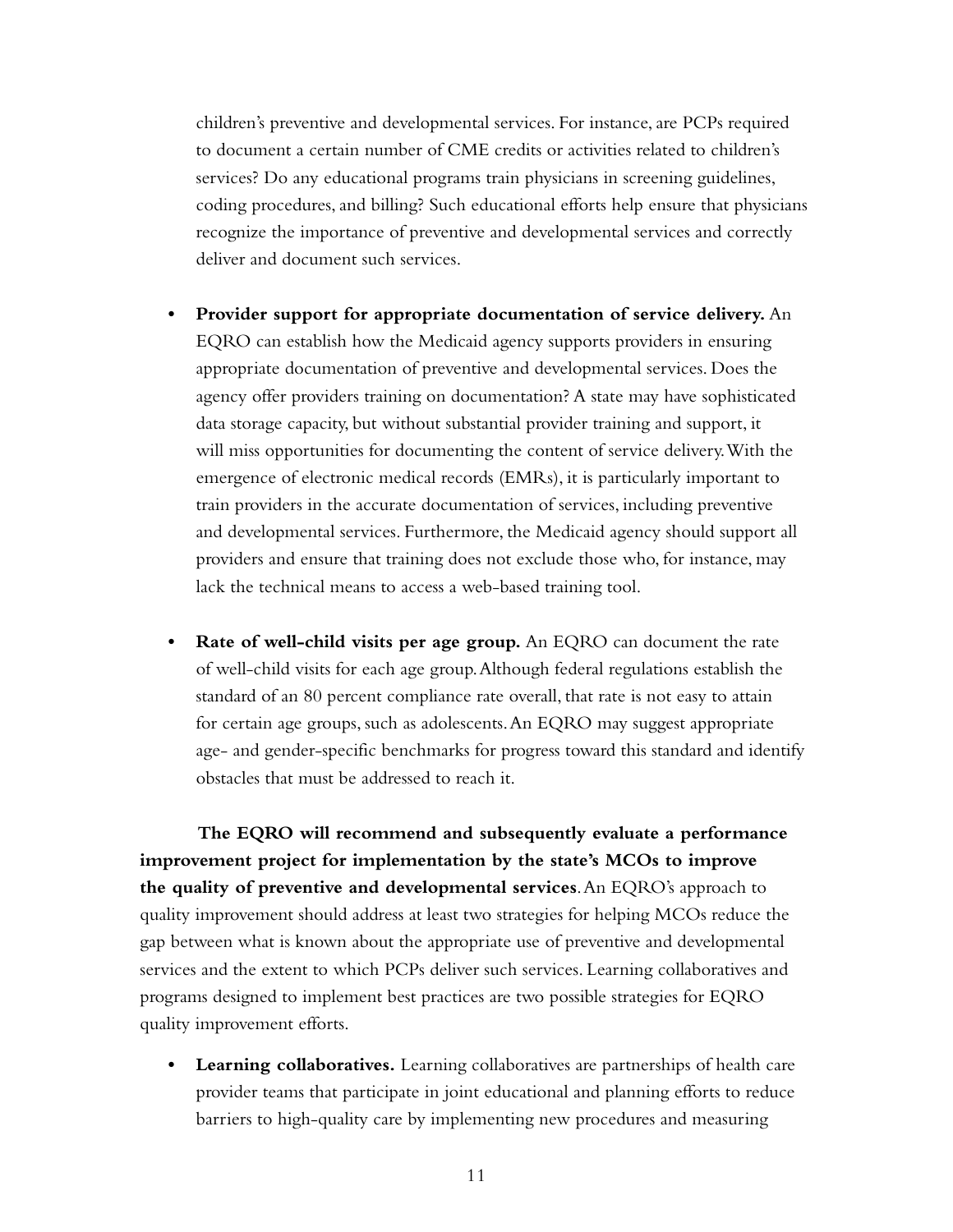children's preventive and developmental services. For instance, are PCPs required to document a certain number of CME credits or activities related to children's services? Do any educational programs train physicians in screening guidelines, coding procedures, and billing? Such educational efforts help ensure that physicians recognize the importance of preventive and developmental services and correctly deliver and document such services.

- **Provider support for appropriate documentation of service delivery.** An EQRO can establish how the Medicaid agency supports providers in ensuring appropriate documentation of preventive and developmental services. Does the agency offer providers training on documentation? A state may have sophisticated data storage capacity, but without substantial provider training and support, it will miss opportunities for documenting the content of service delivery. With the emergence of electronic medical records (EMRs), it is particularly important to train providers in the accurate documentation of services, including preventive and developmental services. Furthermore, the Medicaid agency should support all providers and ensure that training does not exclude those who, for instance, may lack the technical means to access a web-based training tool.

- **Rate of well-child visits per age group.** An EQRO can document the rate of well-child visits for each age group. Although federal regulations establish the standard of an 80 percent compliance rate overall, that rate is not easy to attain for certain age groups, such as adolescents. An EQRO may suggest appropriate age- and gender-specific benchmarks for progress toward this standard and identify obstacles that must be addressed to reach it.

**The EQRO will recommend and subsequently evaluate a performance improvement project for implementation by the state's MCOs to improve the quality of preventive and developmental services**. An EQRO's approach to quality improvement should address at least two strategies for helping MCOs reduce the gap between what is known about the appropriate use of preventive and developmental services and the extent to which PCPs deliver such services. Learning collaboratives and programs designed to implement best practices are two possible strategies for EQRO quality improvement efforts.

- **Learning collaboratives.** Learning collaboratives are partnerships of health care provider teams that participate in joint educational and planning efforts to reduce barriers to high-quality care by implementing new procedures and measuring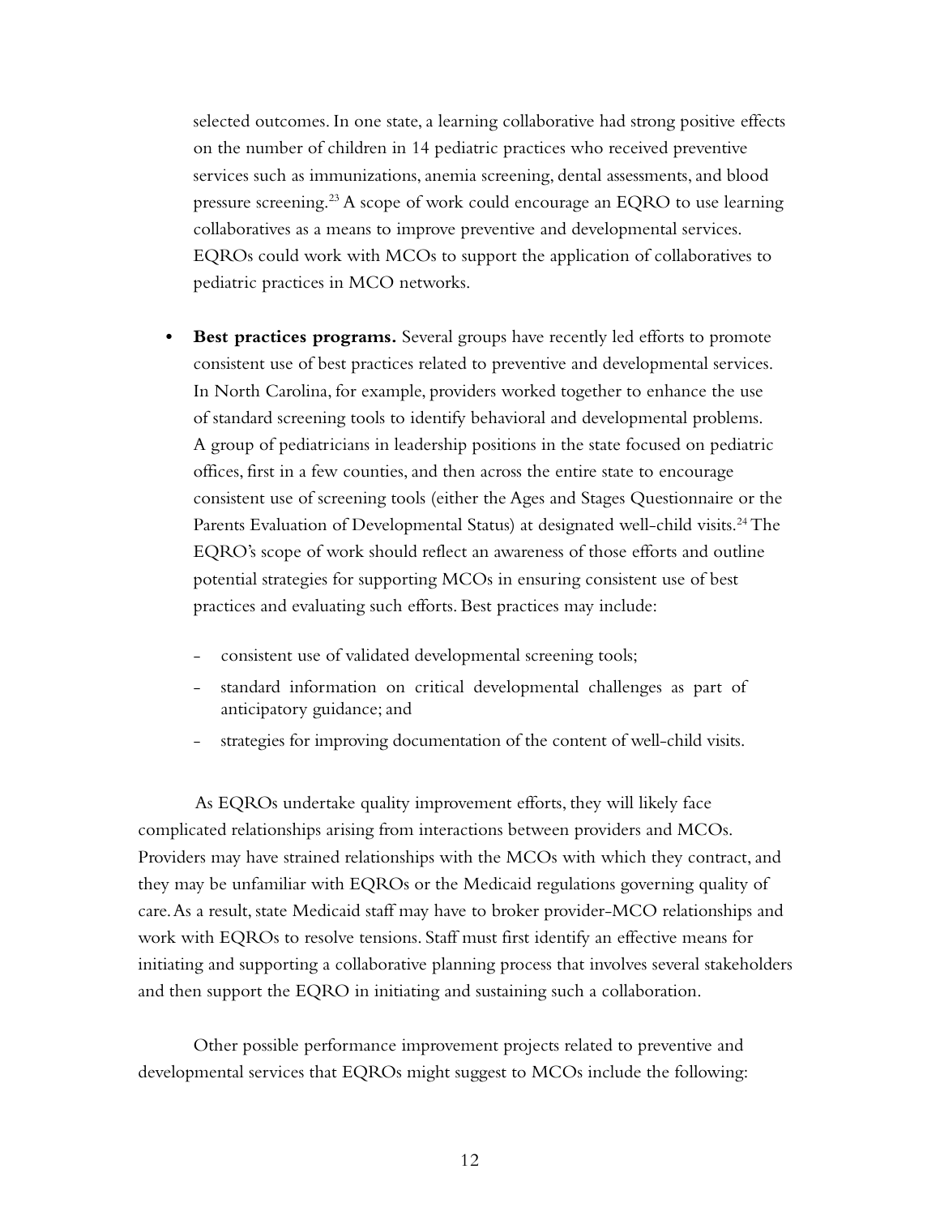selected outcomes. In one state, a learning collaborative had strong positive effects on the number of children in 14 pediatric practices who received preventive services such as immunizations, anemia screening, dental assessments, and blood pressure screening.[23] A scope of work could encourage an EQRO to use learning collaboratives as a means to improve preventive and developmental services. EQROs could work with MCOs to support the application of collaboratives to pediatric practices in MCO networks.

- **Best practices programs.** Several groups have recently led efforts to promote consistent use of best practices related to preventive and developmental services. In North Carolina, for example, providers worked together to enhance the use of standard screening tools to identify behavioral and developmental problems. A group of pediatricians in leadership positions in the state focused on pediatric offices, first in a few counties, and then across the entire state to encourage consistent use of screening tools (either the Ages and Stages Questionnaire or the Parents Evaluation of Developmental Status) at designated well-child visits.[24] The EQRO's scope of work should reflect an awareness of those efforts and outline potential strategies for supporting MCOs in ensuring consistent use of best practices and evaluating such efforts. Best practices may include:
  - consistent use of validated developmental screening tools;
  - standard information on critical developmental challenges as part of anticipatory guidance; and
  - strategies for improving documentation of the content of well-child visits.

As EQROs undertake quality improvement efforts, they will likely face complicated relationships arising from interactions between providers and MCOs. Providers may have strained relationships with the MCOs with which they contract, and they may be unfamiliar with EQROs or the Medicaid regulations governing quality of care. As a result, state Medicaid staff may have to broker provider-MCO relationships and work with EQROs to resolve tensions. Staff must first identify an effective means for initiating and supporting a collaborative planning process that involves several stakeholders and then support the EQRO in initiating and sustaining such a collaboration.

Other possible performance improvement projects related to preventive and developmental services that EQROs might suggest to MCOs include the following: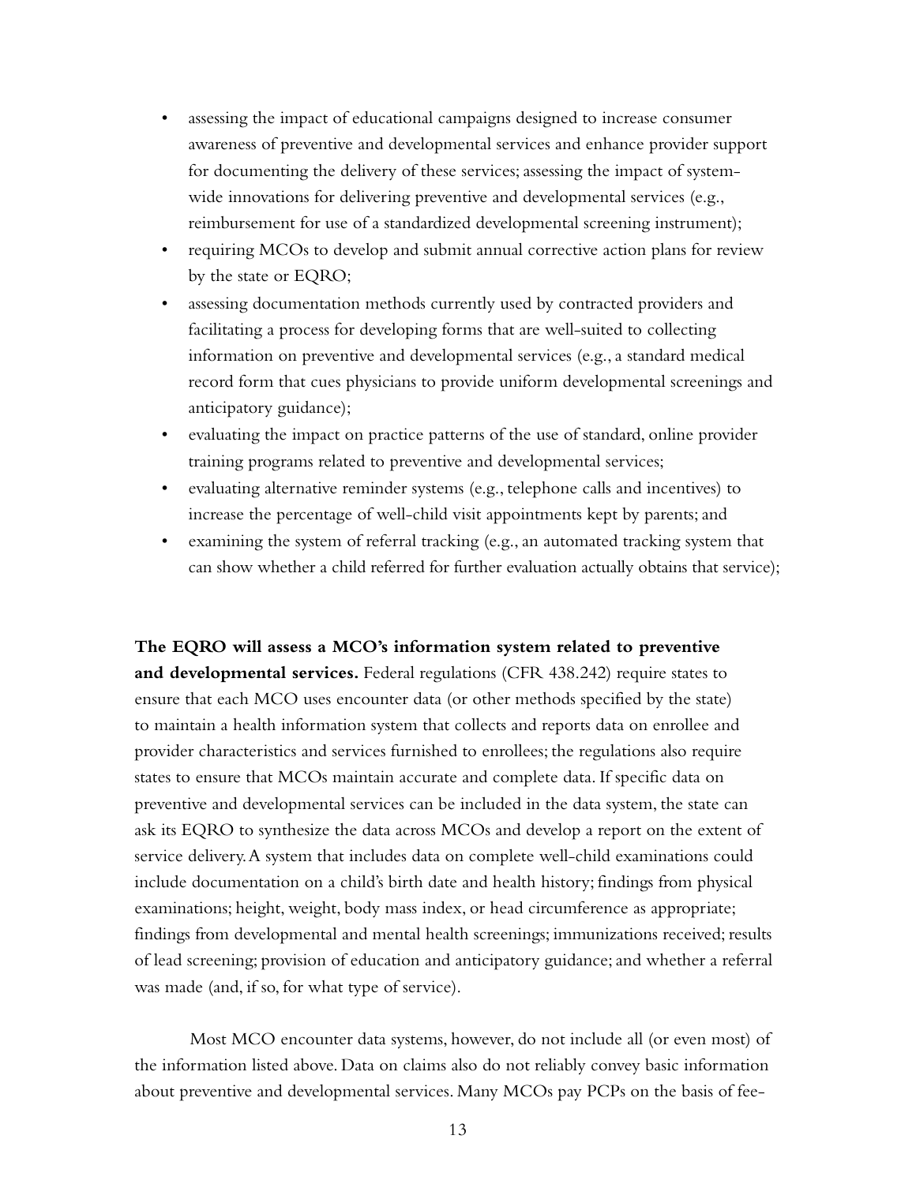- assessing the impact of educational campaigns designed to increase consumer awareness of preventive and developmental services and enhance provider support for documenting the delivery of these services; assessing the impact of system-wide innovations for delivering preventive and developmental services (e.g., reimbursement for use of a standardized developmental screening instrument);
- requiring MCOs to develop and submit annual corrective action plans for review by the state or EQRO;
- assessing documentation methods currently used by contracted providers and facilitating a process for developing forms that are well-suited to collecting information on preventive and developmental services (e.g., a standard medical record form that cues physicians to provide uniform developmental screenings and anticipatory guidance);
- evaluating the impact on practice patterns of the use of standard, online provider training programs related to preventive and developmental services;
- evaluating alternative reminder systems (e.g., telephone calls and incentives) to increase the percentage of well-child visit appointments kept by parents; and
- examining the system of referral tracking (e.g., an automated tracking system that can show whether a child referred for further evaluation actually obtains that service);

**The EQRO will assess a MCO's information system related to preventive and developmental services.** Federal regulations (CFR 438.242) require states to ensure that each MCO uses encounter data (or other methods specified by the state) to maintain a health information system that collects and reports data on enrollee and provider characteristics and services furnished to enrollees; the regulations also require states to ensure that MCOs maintain accurate and complete data. If specific data on preventive and developmental services can be included in the data system, the state can ask its EQRO to synthesize the data across MCOs and develop a report on the extent of service delivery. A system that includes data on complete well-child examinations could include documentation on a child's birth date and health history; findings from physical examinations; height, weight, body mass index, or head circumference as appropriate; findings from developmental and mental health screenings; immunizations received; results of lead screening; provision of education and anticipatory guidance; and whether a referral was made (and, if so, for what type of service).

Most MCO encounter data systems, however, do not include all (or even most) of the information listed above. Data on claims also do not reliably convey basic information about preventive and developmental services. Many MCOs pay PCPs on the basis of fee-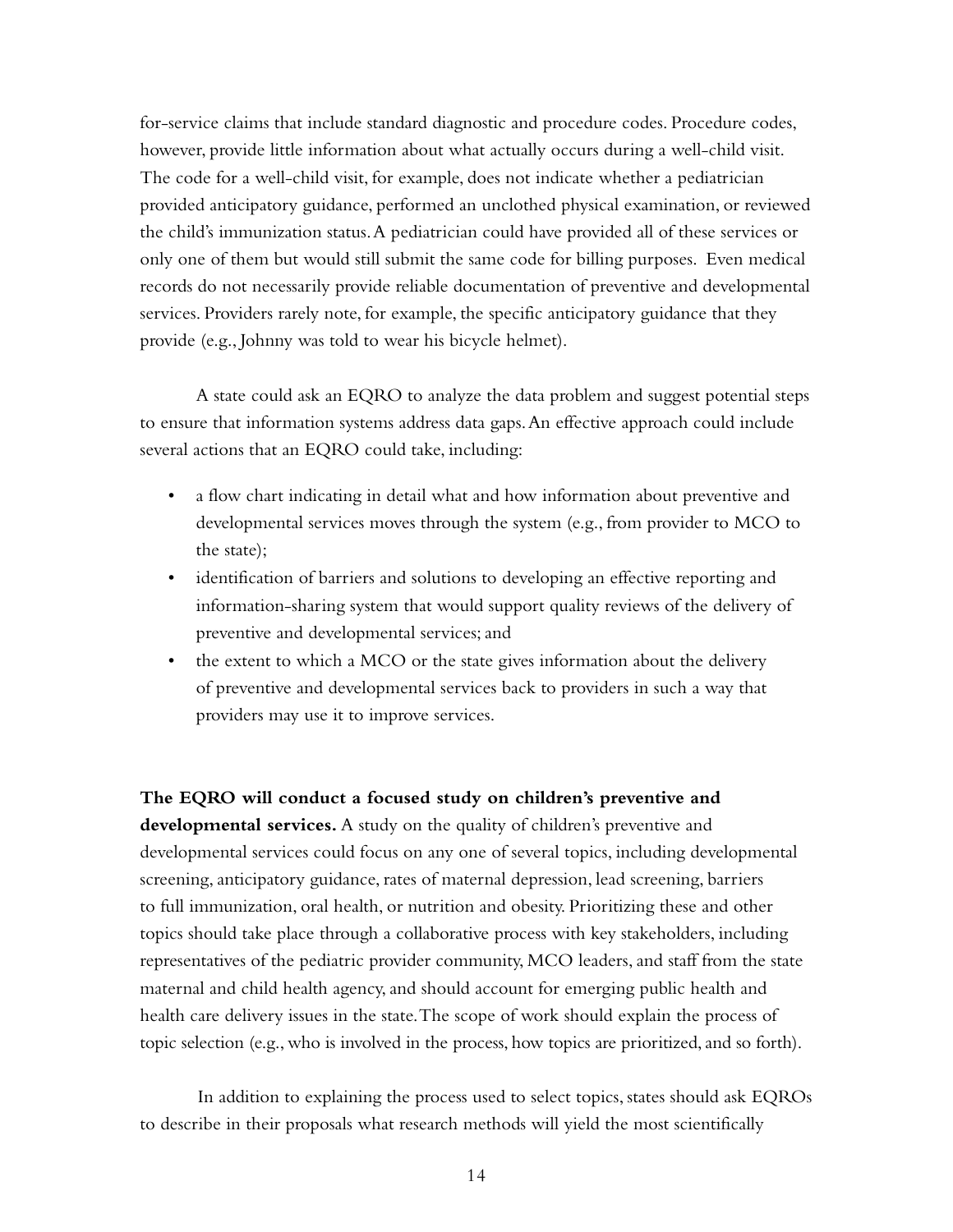for-service claims that include standard diagnostic and procedure codes. Procedure codes, however, provide little information about what actually occurs during a well-child visit. The code for a well-child visit, for example, does not indicate whether a pediatrician provided anticipatory guidance, performed an unclothed physical examination, or reviewed the child's immunization status. A pediatrician could have provided all of these services or only one of them but would still submit the same code for billing purposes. Even medical records do not necessarily provide reliable documentation of preventive and developmental services. Providers rarely note, for example, the specific anticipatory guidance that they provide (e.g., Johnny was told to wear his bicycle helmet).

A state could ask an EQRO to analyze the data problem and suggest potential steps to ensure that information systems address data gaps. An effective approach could include several actions that an EQRO could take, including:

- a flow chart indicating in detail what and how information about preventive and developmental services moves through the system (e.g., from provider to MCO to the state);
- identification of barriers and solutions to developing an effective reporting and information-sharing system that would support quality reviews of the delivery of preventive and developmental services; and
- the extent to which a MCO or the state gives information about the delivery of preventive and developmental services back to providers in such a way that providers may use it to improve services.

**The EQRO will conduct a focused study on children's preventive and developmental services.** A study on the quality of children's preventive and developmental services could focus on any one of several topics, including developmental screening, anticipatory guidance, rates of maternal depression, lead screening, barriers to full immunization, oral health, or nutrition and obesity. Prioritizing these and other topics should take place through a collaborative process with key stakeholders, including representatives of the pediatric provider community, MCO leaders, and staff from the state maternal and child health agency, and should account for emerging public health and health care delivery issues in the state. The scope of work should explain the process of topic selection (e.g., who is involved in the process, how topics are prioritized, and so forth).

In addition to explaining the process used to select topics, states should ask EQROs to describe in their proposals what research methods will yield the most scientifically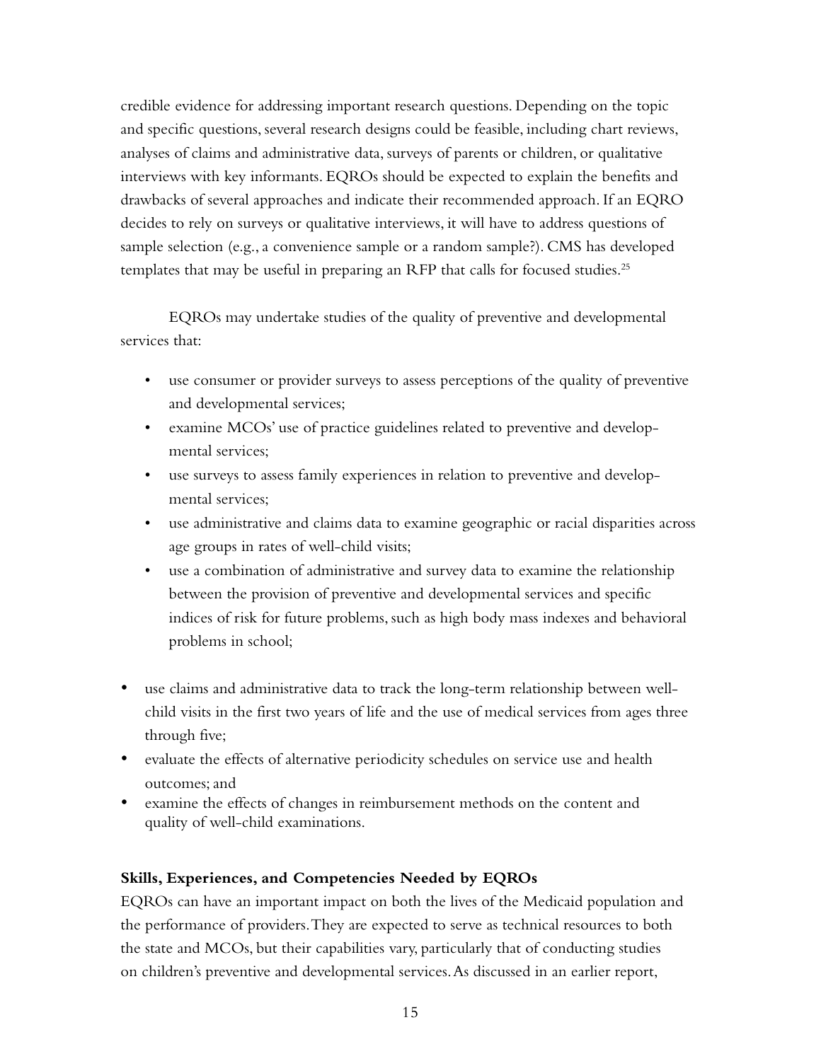credible evidence for addressing important research questions. Depending on the topic and specific questions, several research designs could be feasible, including chart reviews, analyses of claims and administrative data, surveys of parents or children, or qualitative interviews with key informants. EQROs should be expected to explain the benefits and drawbacks of several approaches and indicate their recommended approach. If an EQRO decides to rely on surveys or qualitative interviews, it will have to address questions of sample selection (e.g., a convenience sample or a random sample?). CMS has developed templates that may be useful in preparing an RFP that calls for focused studies.[25]

EQROs may undertake studies of the quality of preventive and developmental services that:

- use consumer or provider surveys to assess perceptions of the quality of preventive and developmental services;
- examine MCOs' use of practice guidelines related to preventive and developmental services;
- use surveys to assess family experiences in relation to preventive and developmental services;
- use administrative and claims data to examine geographic or racial disparities across age groups in rates of well-child visits;
- use a combination of administrative and survey data to examine the relationship between the provision of preventive and developmental services and specific indices of risk for future problems, such as high body mass indexes and behavioral problems in school;
- use claims and administrative data to track the long-term relationship between well-child visits in the first two years of life and the use of medical services from ages three through five;
- evaluate the effects of alternative periodicity schedules on service use and health outcomes; and
- examine the effects of changes in reimbursement methods on the content and quality of well-child examinations.

**Skills, Experiences, and Competencies Needed by EQROs**

EQROs can have an important impact on both the lives of the Medicaid population and the performance of providers. They are expected to serve as technical resources to both the state and MCOs, but their capabilities vary, particularly that of conducting studies on children's preventive and developmental services. As discussed in an earlier report,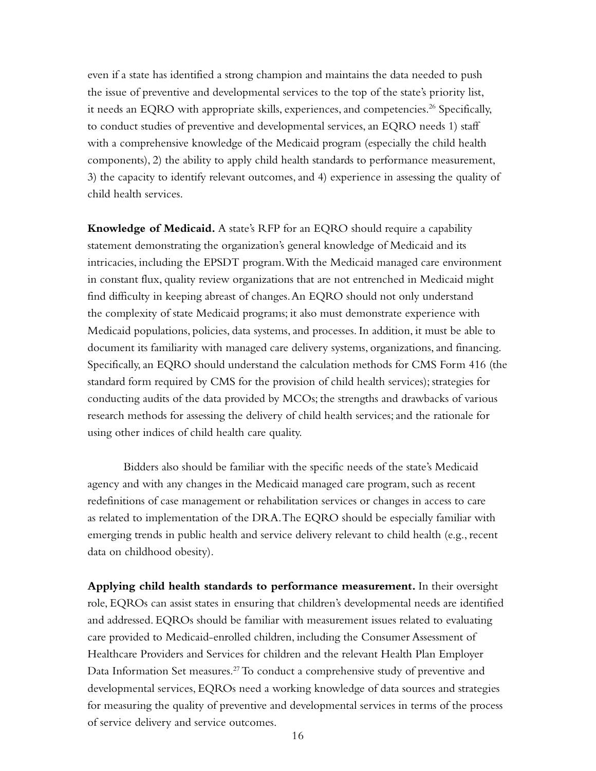even if a state has identified a strong champion and maintains the data needed to push the issue of preventive and developmental services to the top of the state's priority list, it needs an EQRO with appropriate skills, experiences, and competencies.[26] Specifically, to conduct studies of preventive and developmental services, an EQRO needs 1) staff with a comprehensive knowledge of the Medicaid program (especially the child health components), 2) the ability to apply child health standards to performance measurement, 3) the capacity to identify relevant outcomes, and 4) experience in assessing the quality of child health services.

**Knowledge of Medicaid.** A state's RFP for an EQRO should require a capability statement demonstrating the organization's general knowledge of Medicaid and its intricacies, including the EPSDT program. With the Medicaid managed care environment in constant flux, quality review organizations that are not entrenched in Medicaid might find difficulty in keeping abreast of changes. An EQRO should not only understand the complexity of state Medicaid programs; it also must demonstrate experience with Medicaid populations, policies, data systems, and processes. In addition, it must be able to document its familiarity with managed care delivery systems, organizations, and financing. Specifically, an EQRO should understand the calculation methods for CMS Form 416 (the standard form required by CMS for the provision of child health services); strategies for conducting audits of the data provided by MCOs; the strengths and drawbacks of various research methods for assessing the delivery of child health services; and the rationale for using other indices of child health care quality.

Bidders also should be familiar with the specific needs of the state's Medicaid agency and with any changes in the Medicaid managed care program, such as recent redefinitions of case management or rehabilitation services or changes in access to care as related to implementation of the DRA. The EQRO should be especially familiar with emerging trends in public health and service delivery relevant to child health (e.g., recent data on childhood obesity).

**Applying child health standards to performance measurement.** In their oversight role, EQROs can assist states in ensuring that children's developmental needs are identified and addressed. EQROs should be familiar with measurement issues related to evaluating care provided to Medicaid-enrolled children, including the Consumer Assessment of Healthcare Providers and Services for children and the relevant Health Plan Employer Data Information Set measures.[27] To conduct a comprehensive study of preventive and developmental services, EQROs need a working knowledge of data sources and strategies for measuring the quality of preventive and developmental services in terms of the process of service delivery and service outcomes.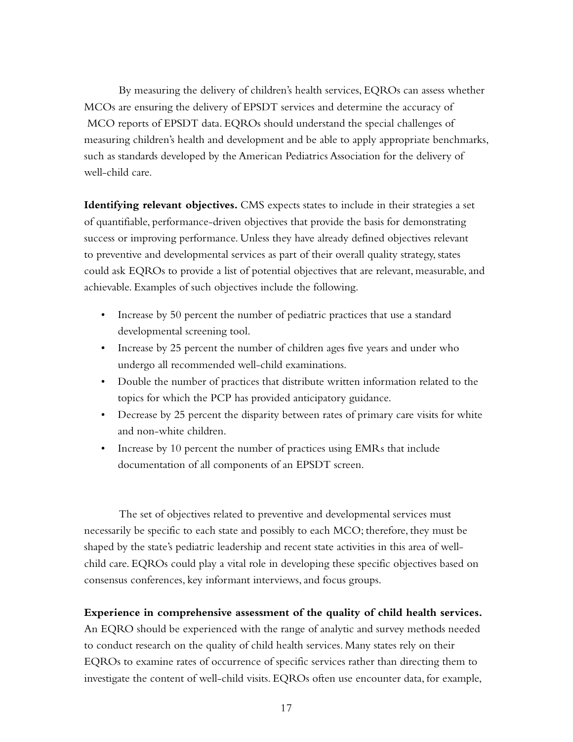By measuring the delivery of children's health services, EQROs can assess whether MCOs are ensuring the delivery of EPSDT services and determine the accuracy of MCO reports of EPSDT data. EQROs should understand the special challenges of measuring children's health and development and be able to apply appropriate benchmarks, such as standards developed by the American Pediatrics Association for the delivery of well-child care.

**Identifying relevant objectives.** CMS expects states to include in their strategies a set of quantifiable, performance-driven objectives that provide the basis for demonstrating success or improving performance. Unless they have already defined objectives relevant to preventive and developmental services as part of their overall quality strategy, states could ask EQROs to provide a list of potential objectives that are relevant, measurable, and achievable. Examples of such objectives include the following.

- Increase by 50 percent the number of pediatric practices that use a standard developmental screening tool.
- Increase by 25 percent the number of children ages five years and under who undergo all recommended well-child examinations.
- Double the number of practices that distribute written information related to the topics for which the PCP has provided anticipatory guidance.
- Decrease by 25 percent the disparity between rates of primary care visits for white and non-white children.
- Increase by 10 percent the number of practices using EMRs that include documentation of all components of an EPSDT screen.

The set of objectives related to preventive and developmental services must necessarily be specific to each state and possibly to each MCO; therefore, they must be shaped by the state's pediatric leadership and recent state activities in this area of well-child care. EQROs could play a vital role in developing these specific objectives based on consensus conferences, key informant interviews, and focus groups.

**Experience in comprehensive assessment of the quality of child health services.** An EQRO should be experienced with the range of analytic and survey methods needed to conduct research on the quality of child health services. Many states rely on their EQROs to examine rates of occurrence of specific services rather than directing them to investigate the content of well-child visits. EQROs often use encounter data, for example,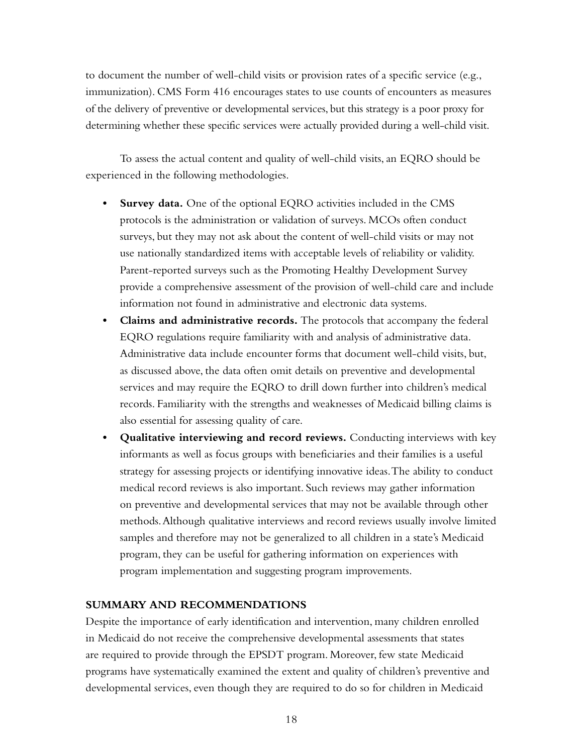to document the number of well-child visits or provision rates of a specific service (e.g., immunization). CMS Form 416 encourages states to use counts of encounters as measures of the delivery of preventive or developmental services, but this strategy is a poor proxy for determining whether these specific services were actually provided during a well-child visit.

To assess the actual content and quality of well-child visits, an EQRO should be experienced in the following methodologies.

- **Survey data.** One of the optional EQRO activities included in the CMS protocols is the administration or validation of surveys. MCOs often conduct surveys, but they may not ask about the content of well-child visits or may not use nationally standardized items with acceptable levels of reliability or validity. Parent-reported surveys such as the Promoting Healthy Development Survey provide a comprehensive assessment of the provision of well-child care and include information not found in administrative and electronic data systems.
- **Claims and administrative records.** The protocols that accompany the federal EQRO regulations require familiarity with and analysis of administrative data. Administrative data include encounter forms that document well-child visits, but, as discussed above, the data often omit details on preventive and developmental services and may require the EQRO to drill down further into children's medical records. Familiarity with the strengths and weaknesses of Medicaid billing claims is also essential for assessing quality of care.
- **Qualitative interviewing and record reviews.** Conducting interviews with key informants as well as focus groups with beneficiaries and their families is a useful strategy for assessing projects or identifying innovative ideas. The ability to conduct medical record reviews is also important. Such reviews may gather information on preventive and developmental services that may not be available through other methods. Although qualitative interviews and record reviews usually involve limited samples and therefore may not be generalized to all children in a state's Medicaid program, they can be useful for gathering information on experiences with program implementation and suggesting program improvements.

## SUMMARY AND RECOMMENDATIONS

Despite the importance of early identification and intervention, many children enrolled in Medicaid do not receive the comprehensive developmental assessments that states are required to provide through the EPSDT program. Moreover, few state Medicaid programs have systematically examined the extent and quality of children's preventive and developmental services, even though they are required to do so for children in Medicaid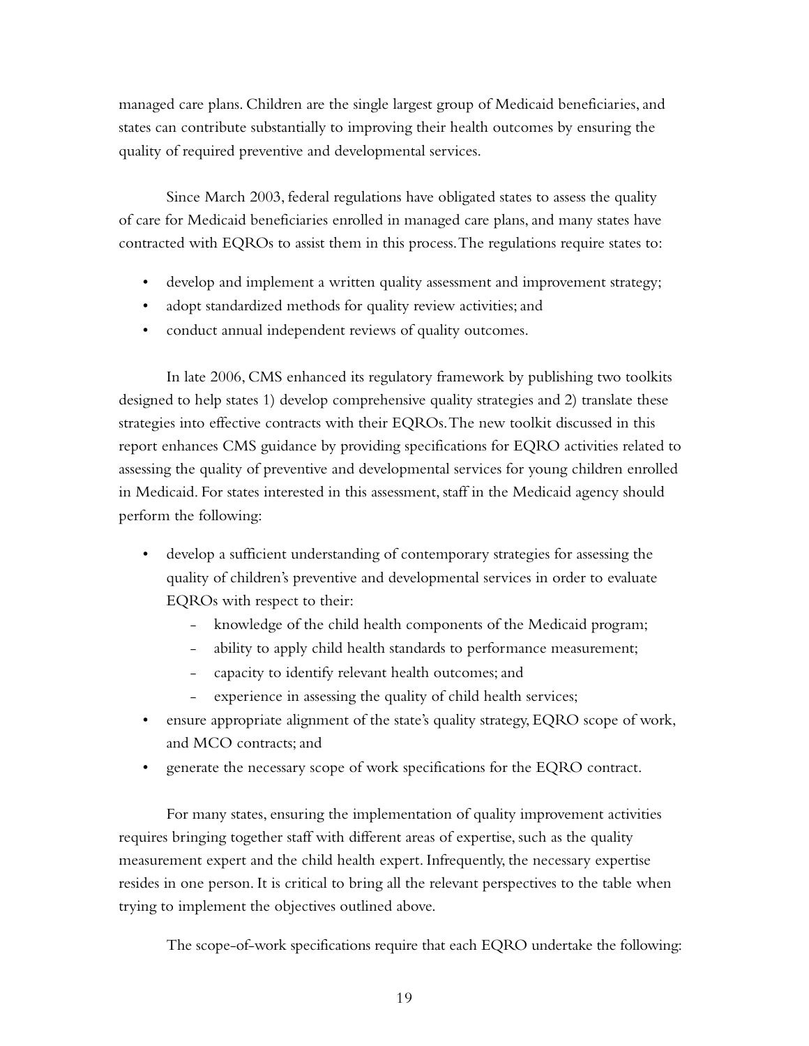managed care plans. Children are the single largest group of Medicaid beneficiaries, and states can contribute substantially to improving their health outcomes by ensuring the quality of required preventive and developmental services.

Since March 2003, federal regulations have obligated states to assess the quality of care for Medicaid beneficiaries enrolled in managed care plans, and many states have contracted with EQROs to assist them in this process. The regulations require states to:

- develop and implement a written quality assessment and improvement strategy;
- adopt standardized methods for quality review activities; and
- conduct annual independent reviews of quality outcomes.

In late 2006, CMS enhanced its regulatory framework by publishing two toolkits designed to help states 1) develop comprehensive quality strategies and 2) translate these strategies into effective contracts with their EQROs. The new toolkit discussed in this report enhances CMS guidance by providing specifications for EQRO activities related to assessing the quality of preventive and developmental services for young children enrolled in Medicaid. For states interested in this assessment, staff in the Medicaid agency should perform the following:

- develop a sufficient understanding of contemporary strategies for assessing the quality of children's preventive and developmental services in order to evaluate EQROs with respect to their:
  - knowledge of the child health components of the Medicaid program;
  - ability to apply child health standards to performance measurement;
  - capacity to identify relevant health outcomes; and
  - experience in assessing the quality of child health services;
- ensure appropriate alignment of the state's quality strategy, EQRO scope of work, and MCO contracts; and
- generate the necessary scope of work specifications for the EQRO contract.

For many states, ensuring the implementation of quality improvement activities requires bringing together staff with different areas of expertise, such as the quality measurement expert and the child health expert. Infrequently, the necessary expertise resides in one person. It is critical to bring all the relevant perspectives to the table when trying to implement the objectives outlined above.

The scope-of-work specifications require that each EQRO undertake the following: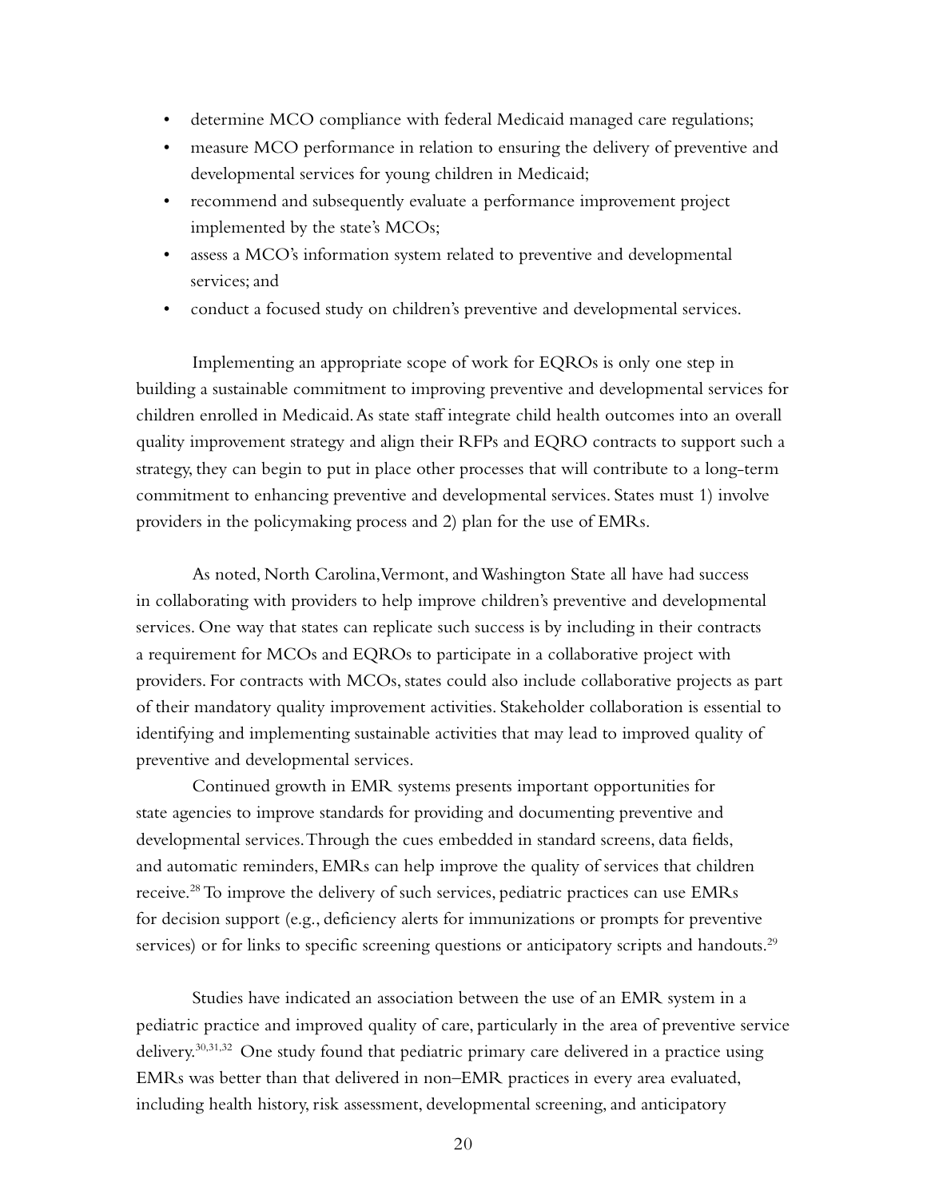- determine MCO compliance with federal Medicaid managed care regulations;
- measure MCO performance in relation to ensuring the delivery of preventive and developmental services for young children in Medicaid;
- recommend and subsequently evaluate a performance improvement project implemented by the state's MCOs;
- assess a MCO's information system related to preventive and developmental services; and
- conduct a focused study on children's preventive and developmental services.

Implementing an appropriate scope of work for EQROs is only one step in building a sustainable commitment to improving preventive and developmental services for children enrolled in Medicaid. As state staff integrate child health outcomes into an overall quality improvement strategy and align their RFPs and EQRO contracts to support such a strategy, they can begin to put in place other processes that will contribute to a long-term commitment to enhancing preventive and developmental services. States must 1) involve providers in the policymaking process and 2) plan for the use of EMRs.

As noted, North Carolina, Vermont, and Washington State all have had success in collaborating with providers to help improve children's preventive and developmental services. One way that states can replicate such success is by including in their contracts a requirement for MCOs and EQROs to participate in a collaborative project with providers. For contracts with MCOs, states could also include collaborative projects as part of their mandatory quality improvement activities. Stakeholder collaboration is essential to identifying and implementing sustainable activities that may lead to improved quality of preventive and developmental services.

Continued growth in EMR systems presents important opportunities for state agencies to improve standards for providing and documenting preventive and developmental services. Through the cues embedded in standard screens, data fields, and automatic reminders, EMRs can help improve the quality of services that children receive.[28] To improve the delivery of such services, pediatric practices can use EMRs for decision support (e.g., deficiency alerts for immunizations or prompts for preventive services) or for links to specific screening questions or anticipatory scripts and handouts.[29]

Studies have indicated an association between the use of an EMR system in a pediatric practice and improved quality of care, particularly in the area of preventive service delivery.[30,31,32] One study found that pediatric primary care delivered in a practice using EMRs was better than that delivered in non–EMR practices in every area evaluated, including health history, risk assessment, developmental screening, and anticipatory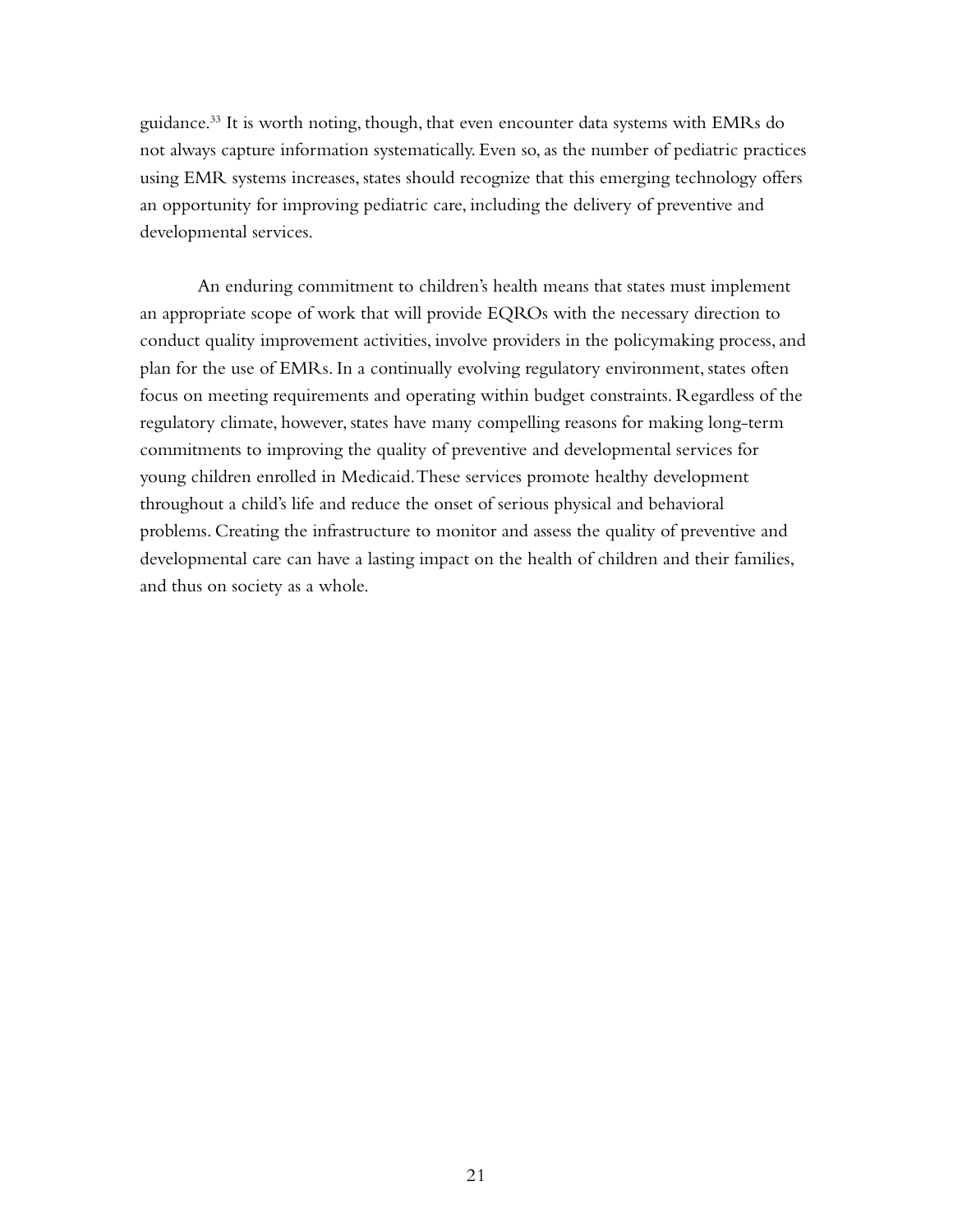guidance.[33] It is worth noting, though, that even encounter data systems with EMRs do not always capture information systematically. Even so, as the number of pediatric practices using EMR systems increases, states should recognize that this emerging technology offers an opportunity for improving pediatric care, including the delivery of preventive and developmental services.

An enduring commitment to children's health means that states must implement an appropriate scope of work that will provide EQROs with the necessary direction to conduct quality improvement activities, involve providers in the policymaking process, and plan for the use of EMRs. In a continually evolving regulatory environment, states often focus on meeting requirements and operating within budget constraints. Regardless of the regulatory climate, however, states have many compelling reasons for making long-term commitments to improving the quality of preventive and developmental services for young children enrolled in Medicaid. These services promote healthy development throughout a child's life and reduce the onset of serious physical and behavioral problems. Creating the infrastructure to monitor and assess the quality of preventive and developmental care can have a lasting impact on the health of children and their families, and thus on society as a whole.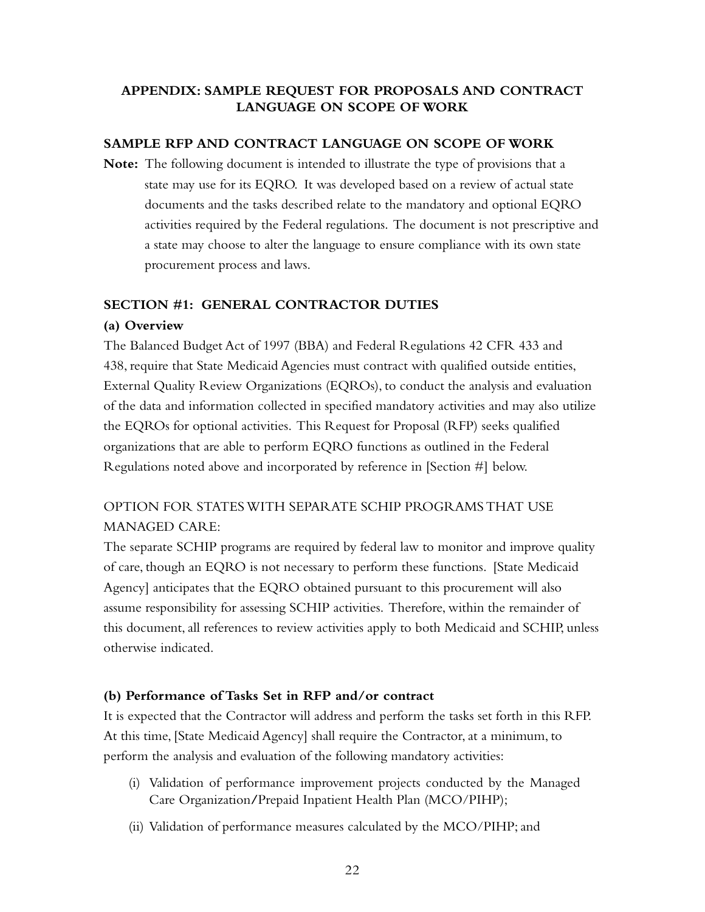## APPENDIX: SAMPLE REQUEST FOR PROPOSALS AND CONTRACT LANGUAGE ON SCOPE OF WORK

### SAMPLE RFP AND CONTRACT LANGUAGE ON SCOPE OF WORK

**Note:** The following document is intended to illustrate the type of provisions that a state may use for its EQRO. It was developed based on a review of actual state documents and the tasks described relate to the mandatory and optional EQRO activities required by the Federal regulations. The document is not prescriptive and a state may choose to alter the language to ensure compliance with its own state procurement process and laws.

### SECTION #1: GENERAL CONTRACTOR DUTIES

**(a) Overview**

The Balanced Budget Act of 1997 (BBA) and Federal Regulations 42 CFR 433 and 438, require that State Medicaid Agencies must contract with qualified outside entities, External Quality Review Organizations (EQROs), to conduct the analysis and evaluation of the data and information collected in specified mandatory activities and may also utilize the EQROs for optional activities. This Request for Proposal (RFP) seeks qualified organizations that are able to perform EQRO functions as outlined in the Federal Regulations noted above and incorporated by reference in [Section #] below.

OPTION FOR STATES WITH SEPARATE SCHIP PROGRAMS THAT USE MANAGED CARE:

The separate SCHIP programs are required by federal law to monitor and improve quality of care, though an EQRO is not necessary to perform these functions. [State Medicaid Agency] anticipates that the EQRO obtained pursuant to this procurement will also assume responsibility for assessing SCHIP activities. Therefore, within the remainder of this document, all references to review activities apply to both Medicaid and SCHIP, unless otherwise indicated.

**(b) Performance of Tasks Set in RFP and/or contract**

It is expected that the Contractor will address and perform the tasks set forth in this RFP. At this time, [State Medicaid Agency] shall require the Contractor, at a minimum, to perform the analysis and evaluation of the following mandatory activities:

(i) Validation of performance improvement projects conducted by the Managed Care Organization/Prepaid Inpatient Health Plan (MCO/PIHP);

(ii) Validation of performance measures calculated by the MCO/PIHP; and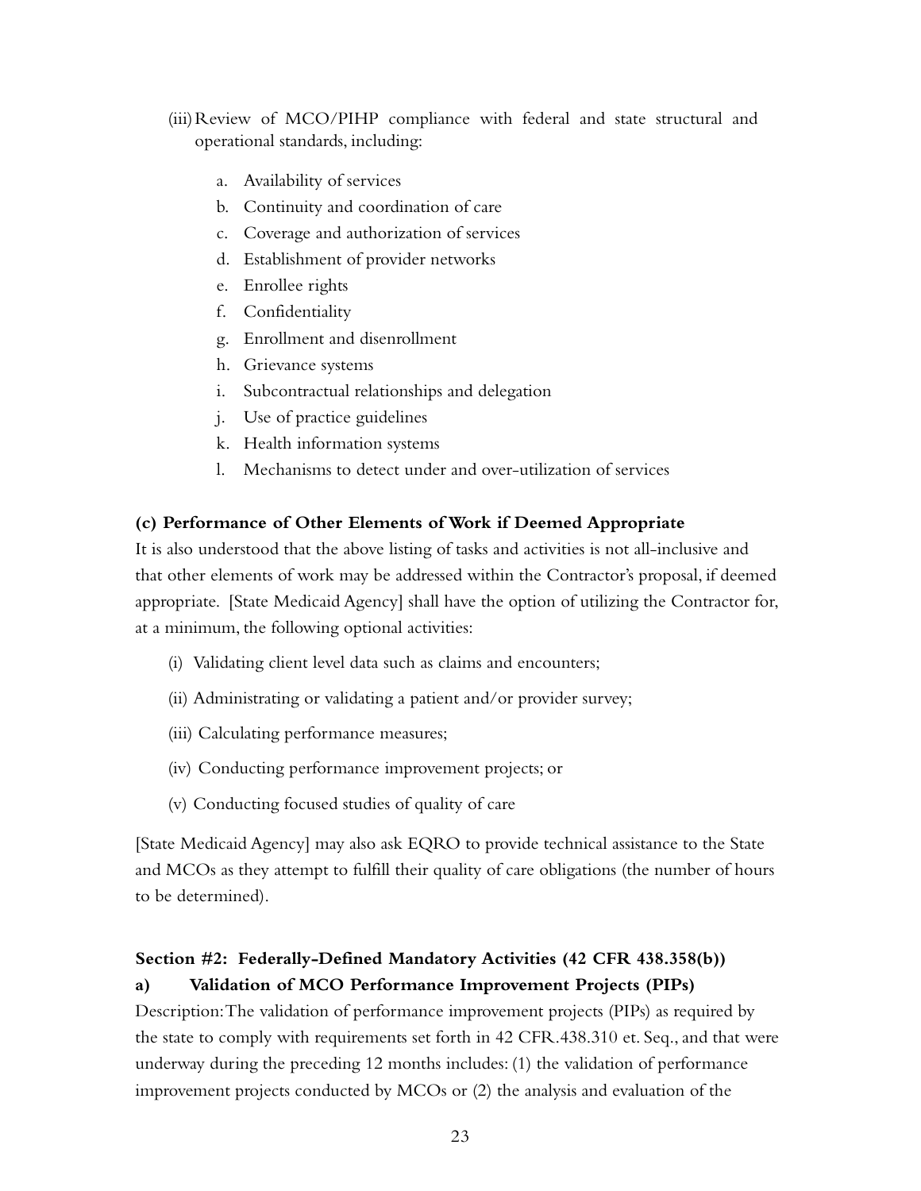(iii) Review of MCO/PIHP compliance with federal and state structural and operational standards, including:

a. Availability of services
b. Continuity and coordination of care
c. Coverage and authorization of services
d. Establishment of provider networks
e. Enrollee rights
f. Confidentiality
g. Enrollment and disenrollment
h. Grievance systems
i. Subcontractual relationships and delegation
j. Use of practice guidelines
k. Health information systems
l. Mechanisms to detect under and over-utilization of services

**(c) Performance of Other Elements of Work if Deemed Appropriate**

It is also understood that the above listing of tasks and activities is not all-inclusive and that other elements of work may be addressed within the Contractor's proposal, if deemed appropriate. [State Medicaid Agency] shall have the option of utilizing the Contractor for, at a minimum, the following optional activities:

(i) Validating client level data such as claims and encounters;

(ii) Administrating or validating a patient and/or provider survey;

(iii) Calculating performance measures;

(iv) Conducting performance improvement projects; or

(v) Conducting focused studies of quality of care

[State Medicaid Agency] may also ask EQRO to provide technical assistance to the State and MCOs as they attempt to fulfill their quality of care obligations (the number of hours to be determined).

**Section #2: Federally-Defined Mandatory Activities (42 CFR 438.358(b))**

**a) Validation of MCO Performance Improvement Projects (PIPs)**

Description: The validation of performance improvement projects (PIPs) as required by the state to comply with requirements set forth in 42 CFR.438.310 et. Seq., and that were underway during the preceding 12 months includes: (1) the validation of performance improvement projects conducted by MCOs or (2) the analysis and evaluation of the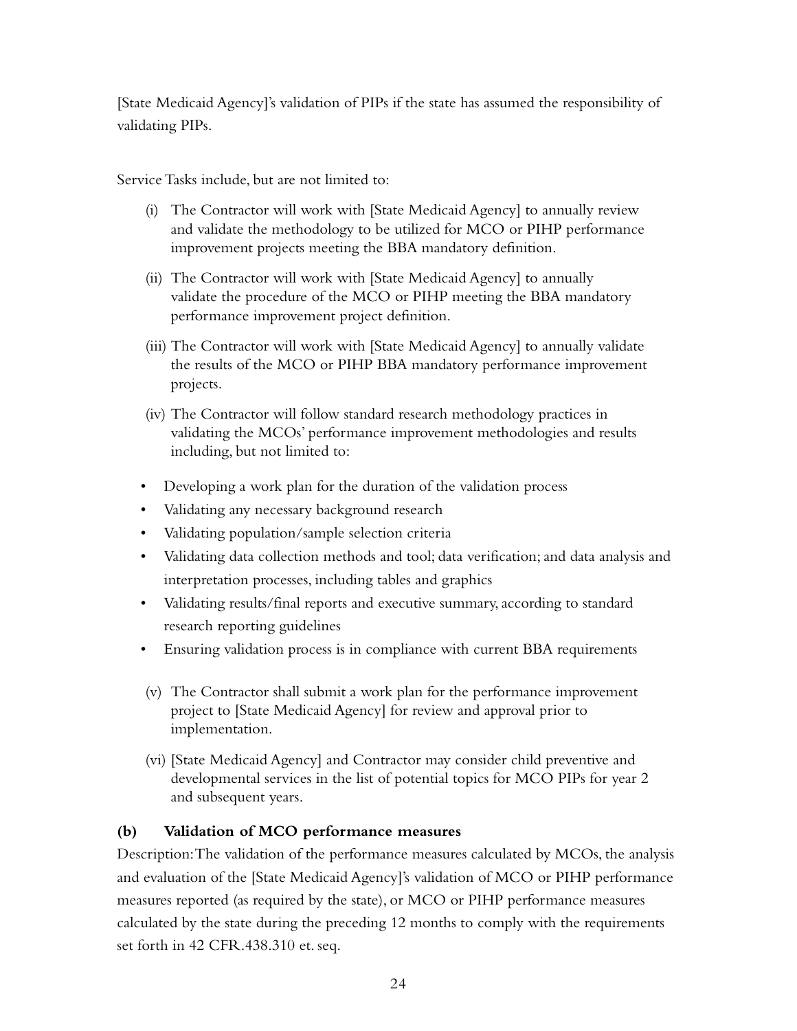[State Medicaid Agency]'s validation of PIPs if the state has assumed the responsibility of validating PIPs.

Service Tasks include, but are not limited to:

(i) The Contractor will work with [State Medicaid Agency] to annually review and validate the methodology to be utilized for MCO or PIHP performance improvement projects meeting the BBA mandatory definition.

(ii) The Contractor will work with [State Medicaid Agency] to annually validate the procedure of the MCO or PIHP meeting the BBA mandatory performance improvement project definition.

(iii) The Contractor will work with [State Medicaid Agency] to annually validate the results of the MCO or PIHP BBA mandatory performance improvement projects.

(iv) The Contractor will follow standard research methodology practices in validating the MCOs' performance improvement methodologies and results including, but not limited to:

- Developing a work plan for the duration of the validation process
- Validating any necessary background research
- Validating population/sample selection criteria
- Validating data collection methods and tool; data verification; and data analysis and interpretation processes, including tables and graphics
- Validating results/final reports and executive summary, according to standard research reporting guidelines
- Ensuring validation process is in compliance with current BBA requirements

(v) The Contractor shall submit a work plan for the performance improvement project to [State Medicaid Agency] for review and approval prior to implementation.

(vi) [State Medicaid Agency] and Contractor may consider child preventive and developmental services in the list of potential topics for MCO PIPs for year 2 and subsequent years.

**(b) Validation of MCO performance measures**

Description: The validation of the performance measures calculated by MCOs, the analysis and evaluation of the [State Medicaid Agency]'s validation of MCO or PIHP performance measures reported (as required by the state), or MCO or PIHP performance measures calculated by the state during the preceding 12 months to comply with the requirements set forth in 42 CFR.438.310 et. seq.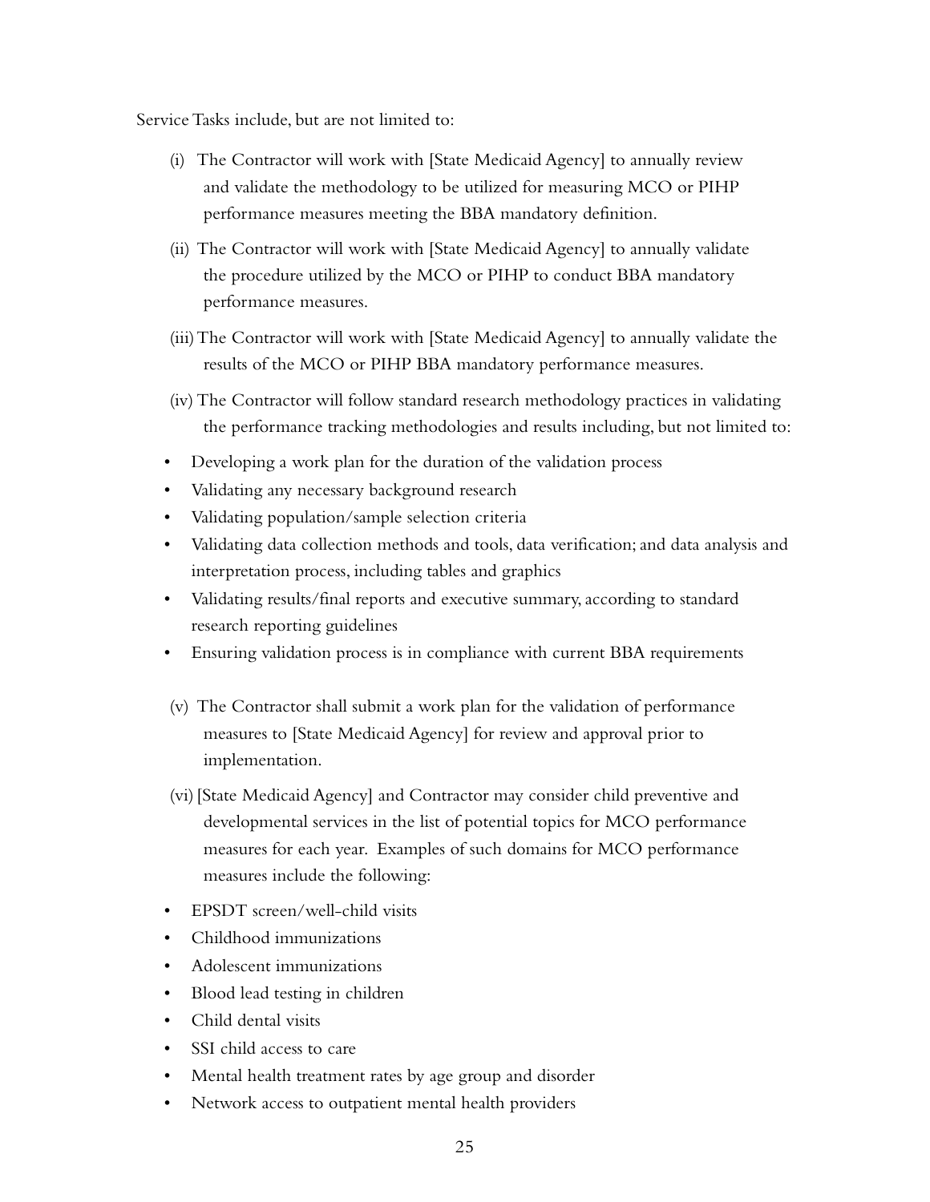Service Tasks include, but are not limited to:

(i) The Contractor will work with [State Medicaid Agency] to annually review and validate the methodology to be utilized for measuring MCO or PIHP performance measures meeting the BBA mandatory definition.

(ii) The Contractor will work with [State Medicaid Agency] to annually validate the procedure utilized by the MCO or PIHP to conduct BBA mandatory performance measures.

(iii) The Contractor will work with [State Medicaid Agency] to annually validate the results of the MCO or PIHP BBA mandatory performance measures.

(iv) The Contractor will follow standard research methodology practices in validating the performance tracking methodologies and results including, but not limited to:

- Developing a work plan for the duration of the validation process
- Validating any necessary background research
- Validating population/sample selection criteria
- Validating data collection methods and tools, data verification; and data analysis and interpretation process, including tables and graphics
- Validating results/final reports and executive summary, according to standard research reporting guidelines
- Ensuring validation process is in compliance with current BBA requirements

(v) The Contractor shall submit a work plan for the validation of performance measures to [State Medicaid Agency] for review and approval prior to implementation.

(vi) [State Medicaid Agency] and Contractor may consider child preventive and developmental services in the list of potential topics for MCO performance measures for each year. Examples of such domains for MCO performance measures include the following:

- EPSDT screen/well-child visits
- Childhood immunizations
- Adolescent immunizations
- Blood lead testing in children
- Child dental visits
- SSI child access to care
- Mental health treatment rates by age group and disorder
- Network access to outpatient mental health providers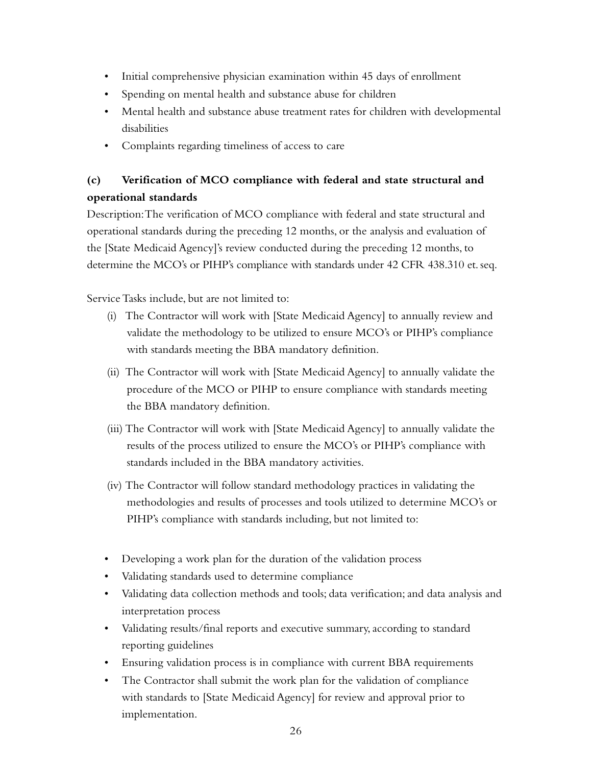- Initial comprehensive physician examination within 45 days of enrollment
- Spending on mental health and substance abuse for children
- Mental health and substance abuse treatment rates for children with developmental disabilities
- Complaints regarding timeliness of access to care

### (c) Verification of MCO compliance with federal and state structural and operational standards

Description: The verification of MCO compliance with federal and state structural and operational standards during the preceding 12 months, or the analysis and evaluation of the [State Medicaid Agency]'s review conducted during the preceding 12 months, to determine the MCO's or PIHP's compliance with standards under 42 CFR 438.310 et. seq.

Service Tasks include, but are not limited to:

(i) The Contractor will work with [State Medicaid Agency] to annually review and validate the methodology to be utilized to ensure MCO's or PIHP's compliance with standards meeting the BBA mandatory definition.

(ii) The Contractor will work with [State Medicaid Agency] to annually validate the procedure of the MCO or PIHP to ensure compliance with standards meeting the BBA mandatory definition.

(iii) The Contractor will work with [State Medicaid Agency] to annually validate the results of the process utilized to ensure the MCO's or PIHP's compliance with standards included in the BBA mandatory activities.

(iv) The Contractor will follow standard methodology practices in validating the methodologies and results of processes and tools utilized to determine MCO's or PIHP's compliance with standards including, but not limited to:

- Developing a work plan for the duration of the validation process
- Validating standards used to determine compliance
- Validating data collection methods and tools; data verification; and data analysis and interpretation process
- Validating results/final reports and executive summary, according to standard reporting guidelines
- Ensuring validation process is in compliance with current BBA requirements
- The Contractor shall submit the work plan for the validation of compliance with standards to [State Medicaid Agency] for review and approval prior to implementation.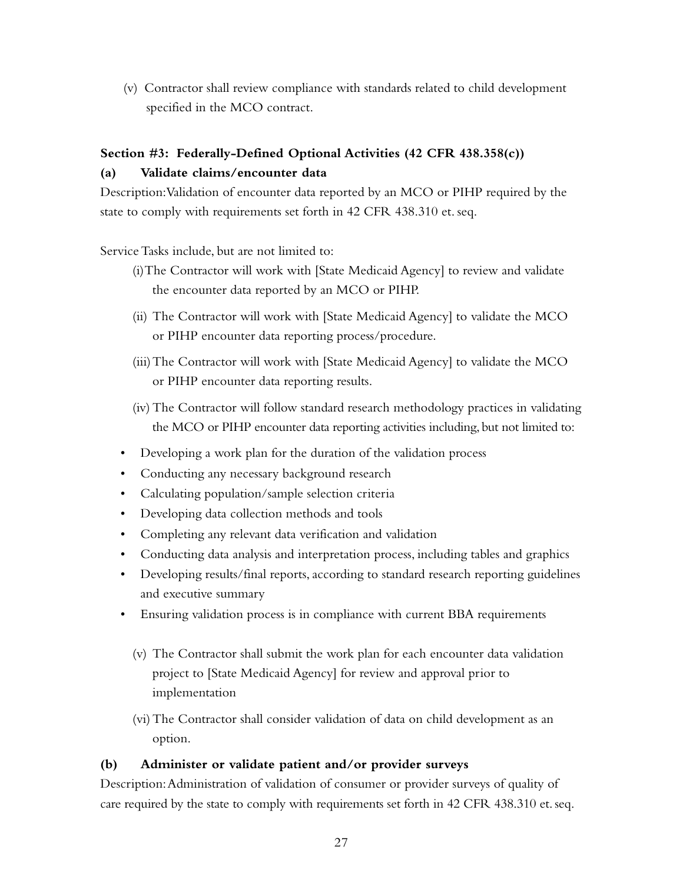(v) Contractor shall review compliance with standards related to child development specified in the MCO contract.

### Section #3: Federally-Defined Optional Activities (42 CFR 438.358(c))

#### (a) Validate claims/encounter data

Description: Validation of encounter data reported by an MCO or PIHP required by the state to comply with requirements set forth in 42 CFR 438.310 et. seq.

Service Tasks include, but are not limited to:

(i) The Contractor will work with [State Medicaid Agency] to review and validate the encounter data reported by an MCO or PIHP.

(ii) The Contractor will work with [State Medicaid Agency] to validate the MCO or PIHP encounter data reporting process/procedure.

(iii) The Contractor will work with [State Medicaid Agency] to validate the MCO or PIHP encounter data reporting results.

(iv) The Contractor will follow standard research methodology practices in validating the MCO or PIHP encounter data reporting activities including, but not limited to:

- Developing a work plan for the duration of the validation process
- Conducting any necessary background research
- Calculating population/sample selection criteria
- Developing data collection methods and tools
- Completing any relevant data verification and validation
- Conducting data analysis and interpretation process, including tables and graphics
- Developing results/final reports, according to standard research reporting guidelines and executive summary
- Ensuring validation process is in compliance with current BBA requirements

(v) The Contractor shall submit the work plan for each encounter data validation project to [State Medicaid Agency] for review and approval prior to implementation

(vi) The Contractor shall consider validation of data on child development as an option.

#### (b) Administer or validate patient and/or provider surveys

Description: Administration of validation of consumer or provider surveys of quality of care required by the state to comply with requirements set forth in 42 CFR 438.310 et. seq.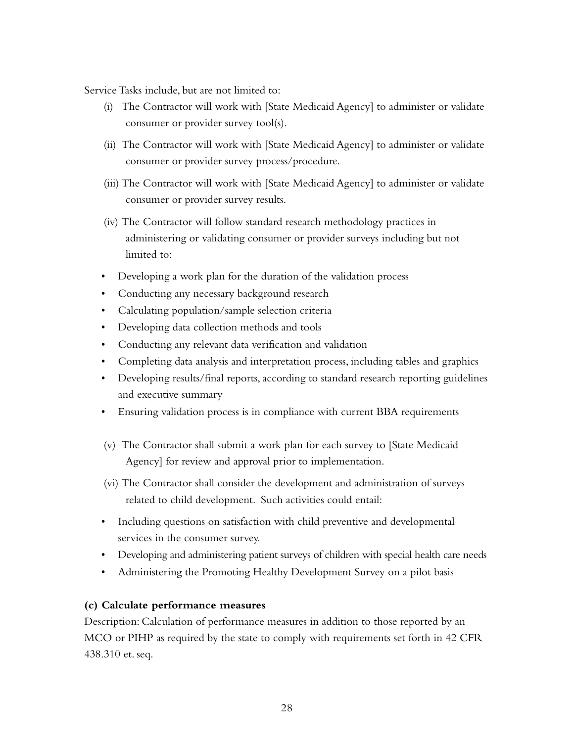Service Tasks include, but are not limited to:

(i) The Contractor will work with [State Medicaid Agency] to administer or validate consumer or provider survey tool(s).

(ii) The Contractor will work with [State Medicaid Agency] to administer or validate consumer or provider survey process/procedure.

(iii) The Contractor will work with [State Medicaid Agency] to administer or validate consumer or provider survey results.

(iv) The Contractor will follow standard research methodology practices in administering or validating consumer or provider surveys including but not limited to:

- Developing a work plan for the duration of the validation process
- Conducting any necessary background research
- Calculating population/sample selection criteria
- Developing data collection methods and tools
- Conducting any relevant data verification and validation
- Completing data analysis and interpretation process, including tables and graphics
- Developing results/final reports, according to standard research reporting guidelines and executive summary
- Ensuring validation process is in compliance with current BBA requirements

(v) The Contractor shall submit a work plan for each survey to [State Medicaid Agency] for review and approval prior to implementation.

(vi) The Contractor shall consider the development and administration of surveys related to child development. Such activities could entail:

- Including questions on satisfaction with child preventive and developmental services in the consumer survey.
- Developing and administering patient surveys of children with special health care needs
- Administering the Promoting Healthy Development Survey on a pilot basis

**(c) Calculate performance measures**

Description: Calculation of performance measures in addition to those reported by an MCO or PIHP as required by the state to comply with requirements set forth in 42 CFR 438.310 et. seq.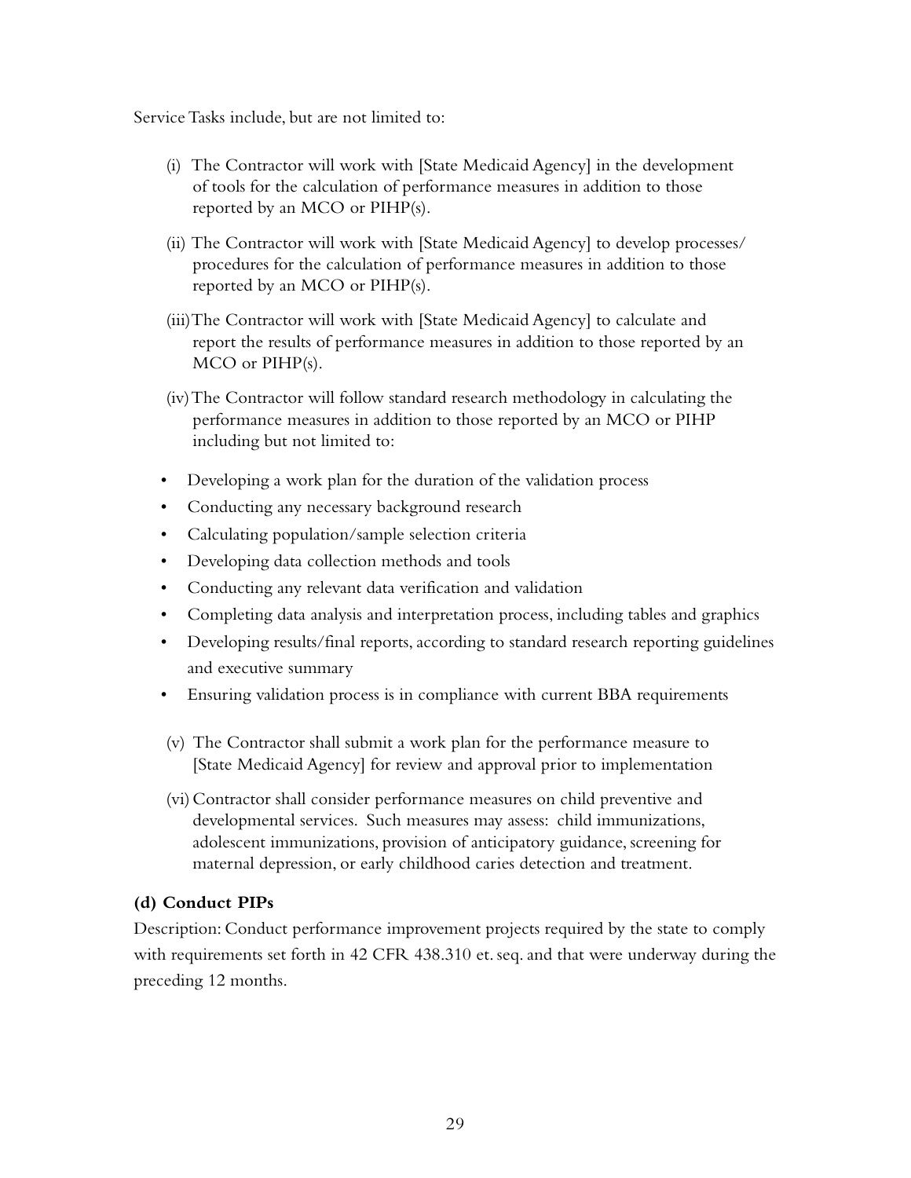Service Tasks include, but are not limited to:

(i) The Contractor will work with [State Medicaid Agency] in the development of tools for the calculation of performance measures in addition to those reported by an MCO or PIHP(s).

(ii) The Contractor will work with [State Medicaid Agency] to develop processes/procedures for the calculation of performance measures in addition to those reported by an MCO or PIHP(s).

(iii) The Contractor will work with [State Medicaid Agency] to calculate and report the results of performance measures in addition to those reported by an MCO or PIHP(s).

(iv) The Contractor will follow standard research methodology in calculating the performance measures in addition to those reported by an MCO or PIHP including but not limited to:

- Developing a work plan for the duration of the validation process
- Conducting any necessary background research
- Calculating population/sample selection criteria
- Developing data collection methods and tools
- Conducting any relevant data verification and validation
- Completing data analysis and interpretation process, including tables and graphics
- Developing results/final reports, according to standard research reporting guidelines and executive summary
- Ensuring validation process is in compliance with current BBA requirements

(v) The Contractor shall submit a work plan for the performance measure to [State Medicaid Agency] for review and approval prior to implementation

(vi) Contractor shall consider performance measures on child preventive and developmental services. Such measures may assess: child immunizations, adolescent immunizations, provision of anticipatory guidance, screening for maternal depression, or early childhood caries detection and treatment.

### (d) Conduct PIPs

Description: Conduct performance improvement projects required by the state to comply with requirements set forth in 42 CFR 438.310 et. seq. and that were underway during the preceding 12 months.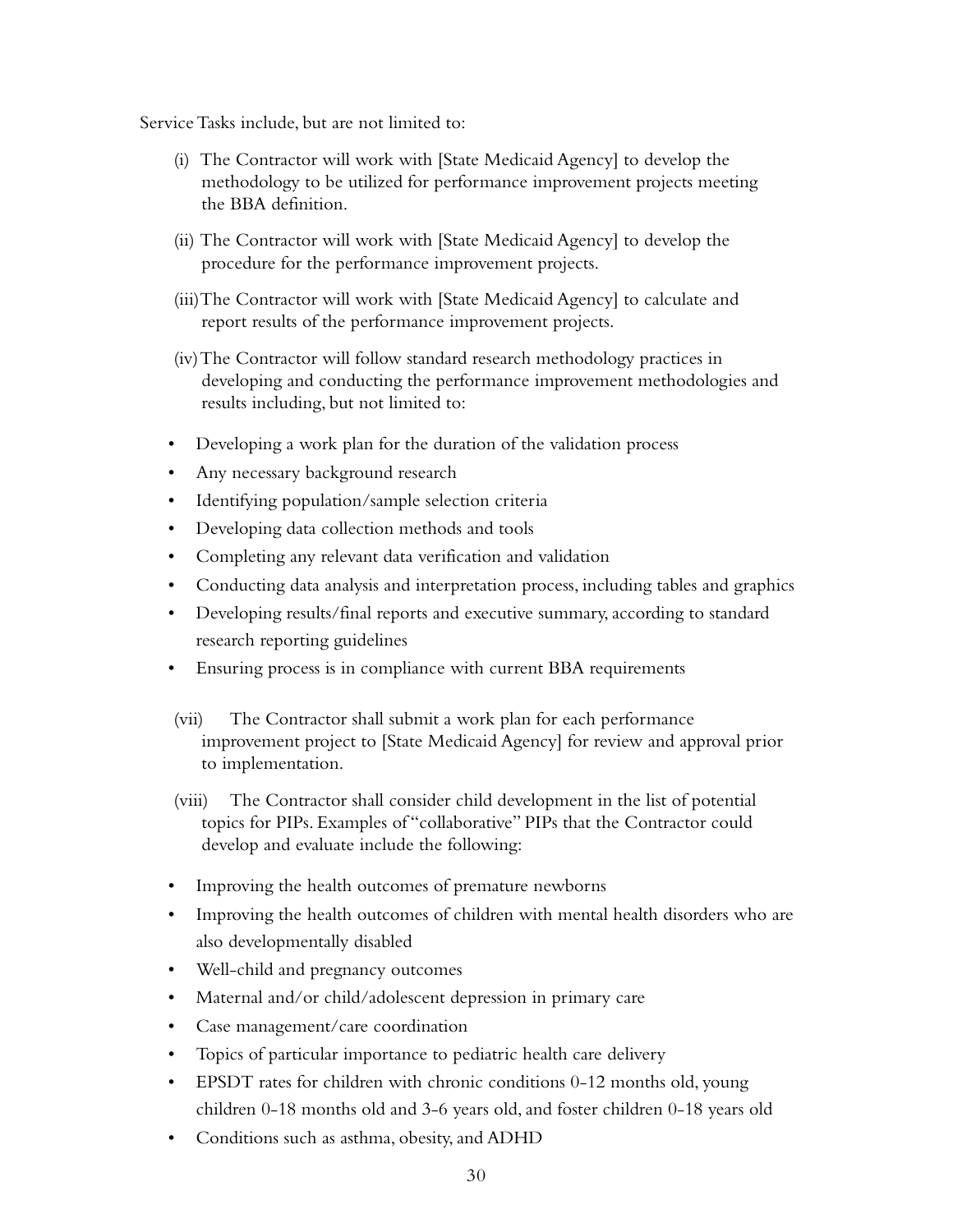Service Tasks include, but are not limited to:

(i) The Contractor will work with [State Medicaid Agency] to develop the methodology to be utilized for performance improvement projects meeting the BBA definition.

(ii) The Contractor will work with [State Medicaid Agency] to develop the procedure for the performance improvement projects.

(iii) The Contractor will work with [State Medicaid Agency] to calculate and report results of the performance improvement projects.

(iv) The Contractor will follow standard research methodology practices in developing and conducting the performance improvement methodologies and results including, but not limited to:

- Developing a work plan for the duration of the validation process
- Any necessary background research
- Identifying population/sample selection criteria
- Developing data collection methods and tools
- Completing any relevant data verification and validation
- Conducting data analysis and interpretation process, including tables and graphics
- Developing results/final reports and executive summary, according to standard research reporting guidelines
- Ensuring process is in compliance with current BBA requirements

(vii) The Contractor shall submit a work plan for each performance improvement project to [State Medicaid Agency] for review and approval prior to implementation.

(viii) The Contractor shall consider child development in the list of potential topics for PIPs. Examples of "collaborative" PIPs that the Contractor could develop and evaluate include the following:

- Improving the health outcomes of premature newborns
- Improving the health outcomes of children with mental health disorders who are also developmentally disabled
- Well-child and pregnancy outcomes
- Maternal and/or child/adolescent depression in primary care
- Case management/care coordination
- Topics of particular importance to pediatric health care delivery
- EPSDT rates for children with chronic conditions 0-12 months old, young children 0-18 months old and 3-6 years old, and foster children 0-18 years old
- Conditions such as asthma, obesity, and ADHD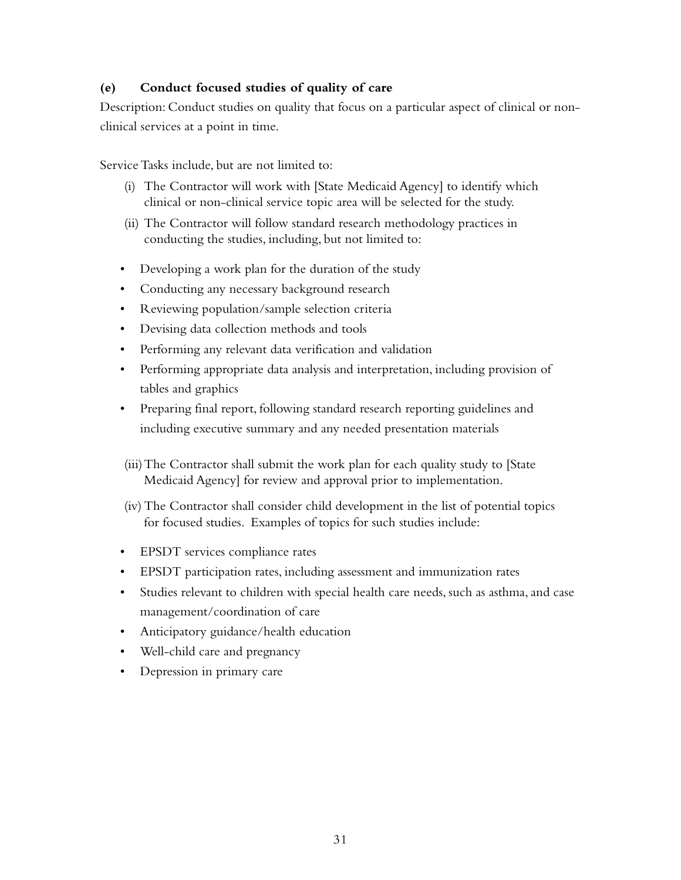**(e) Conduct focused studies of quality of care**

Description: Conduct studies on quality that focus on a particular aspect of clinical or non-clinical services at a point in time.

Service Tasks include, but are not limited to:

(i) The Contractor will work with [State Medicaid Agency] to identify which clinical or non-clinical service topic area will be selected for the study.

(ii) The Contractor will follow standard research methodology practices in conducting the studies, including, but not limited to:

- Developing a work plan for the duration of the study
- Conducting any necessary background research
- Reviewing population/sample selection criteria
- Devising data collection methods and tools
- Performing any relevant data verification and validation
- Performing appropriate data analysis and interpretation, including provision of tables and graphics
- Preparing final report, following standard research reporting guidelines and including executive summary and any needed presentation materials

(iii) The Contractor shall submit the work plan for each quality study to [State Medicaid Agency] for review and approval prior to implementation.

(iv) The Contractor shall consider child development in the list of potential topics for focused studies. Examples of topics for such studies include:

- EPSDT services compliance rates
- EPSDT participation rates, including assessment and immunization rates
- Studies relevant to children with special health care needs, such as asthma, and case management/coordination of care
- Anticipatory guidance/health education
- Well-child care and pregnancy
- Depression in primary care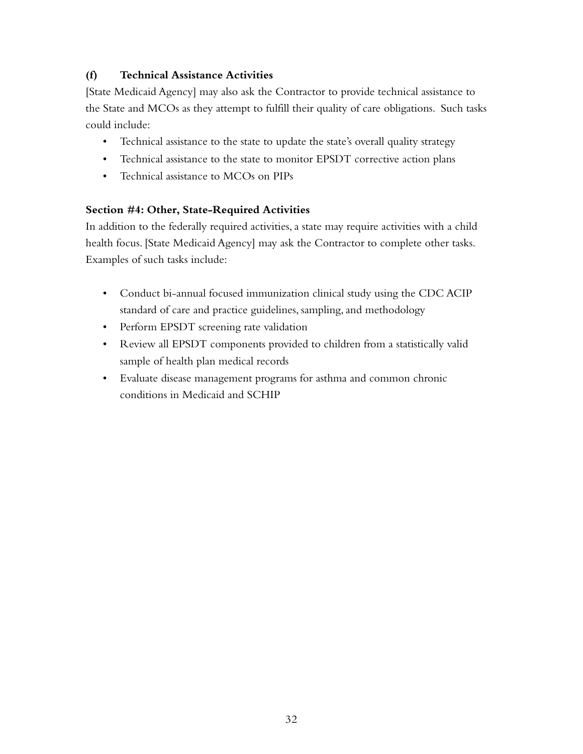#### (f) Technical Assistance Activities

[State Medicaid Agency] may also ask the Contractor to provide technical assistance to the State and MCOs as they attempt to fulfill their quality of care obligations. Such tasks could include:

- Technical assistance to the state to update the state's overall quality strategy
- Technical assistance to the state to monitor EPSDT corrective action plans
- Technical assistance to MCOs on PIPs

### Section #4: Other, State-Required Activities

In addition to the federally required activities, a state may require activities with a child health focus. [State Medicaid Agency] may ask the Contractor to complete other tasks. Examples of such tasks include:

- Conduct bi-annual focused immunization clinical study using the CDC ACIP standard of care and practice guidelines, sampling, and methodology
- Perform EPSDT screening rate validation
- Review all EPSDT components provided to children from a statistically valid sample of health plan medical records
- Evaluate disease management programs for asthma and common chronic conditions in Medicaid and SCHIP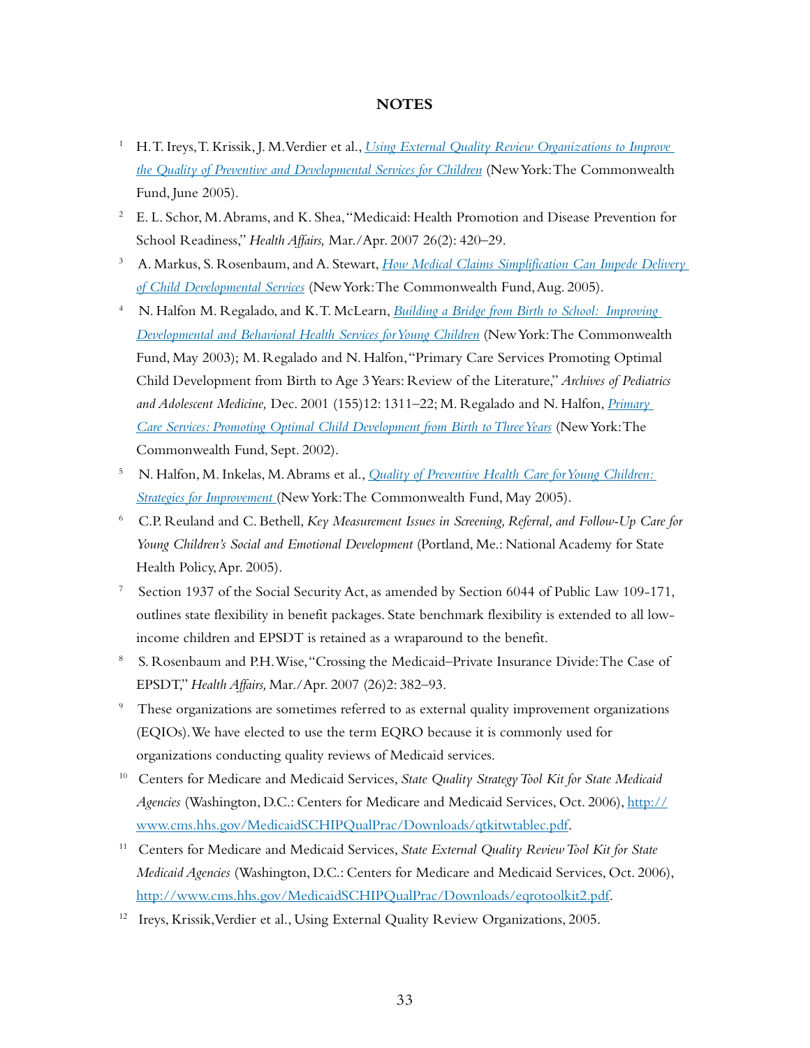## NOTES

1. H. T. Ireys, T. Krissik, J. M. Verdier et al., *Using External Quality Review Organizations to Improve the Quality of Preventive and Developmental Services for Children* (New York: The Commonwealth Fund, June 2005).
2. E. L. Schor, M. Abrams, and K. Shea, "Medicaid: Health Promotion and Disease Prevention for School Readiness," *Health Affairs,* Mar./Apr. 2007 26(2): 420–29.
3. A. Markus, S. Rosenbaum, and A. Stewart, *How Medical Claims Simplification Can Impede Delivery of Child Developmental Services* (New York: The Commonwealth Fund, Aug. 2005).
4. N. Halfon M. Regalado, and K. T. McLearn, *Building a Bridge from Birth to School: Improving Developmental and Behavioral Health Services for Young Children* (New York: The Commonwealth Fund, May 2003); M. Regalado and N. Halfon, "Primary Care Services Promoting Optimal Child Development from Birth to Age 3 Years: Review of the Literature," *Archives of Pediatrics and Adolescent Medicine,* Dec. 2001 (155)12: 1311–22; M. Regalado and N. Halfon, *Primary Care Services: Promoting Optimal Child Development from Birth to Three Years* (New York: The Commonwealth Fund, Sept. 2002).
5. N. Halfon, M. Inkelas, M. Abrams et al., *Quality of Preventive Health Care for Young Children: Strategies for Improvement* (New York: The Commonwealth Fund, May 2005).
6. C.P. Reuland and C. Bethell, *Key Measurement Issues in Screening, Referral, and Follow-Up Care for Young Children's Social and Emotional Development* (Portland, Me.: National Academy for State Health Policy, Apr. 2005).
7. Section 1937 of the Social Security Act, as amended by Section 6044 of Public Law 109-171, outlines state flexibility in benefit packages. State benchmark flexibility is extended to all low-income children and EPSDT is retained as a wraparound to the benefit.
8. S. Rosenbaum and P.H. Wise, "Crossing the Medicaid–Private Insurance Divide: The Case of EPSDT," *Health Affairs,* Mar./Apr. 2007 (26)2: 382–93.
9. These organizations are sometimes referred to as external quality improvement organizations (EQIOs). We have elected to use the term EQRO because it is commonly used for organizations conducting quality reviews of Medicaid services.
10. Centers for Medicare and Medicaid Services, *State Quality Strategy Tool Kit for State Medicaid Agencies* (Washington, D.C.: Centers for Medicare and Medicaid Services, Oct. 2006), http://www.cms.hhs.gov/MedicaidSCHIPQualPrac/Downloads/qtkitwtablec.pdf.
11. Centers for Medicare and Medicaid Services, *State External Quality Review Tool Kit for State Medicaid Agencies* (Washington, D.C.: Centers for Medicare and Medicaid Services, Oct. 2006), http://www.cms.hhs.gov/MedicaidSCHIPQualPrac/Downloads/eqrotoolkit2.pdf.
12. Ireys, Krissik, Verdier et al., Using External Quality Review Organizations, 2005.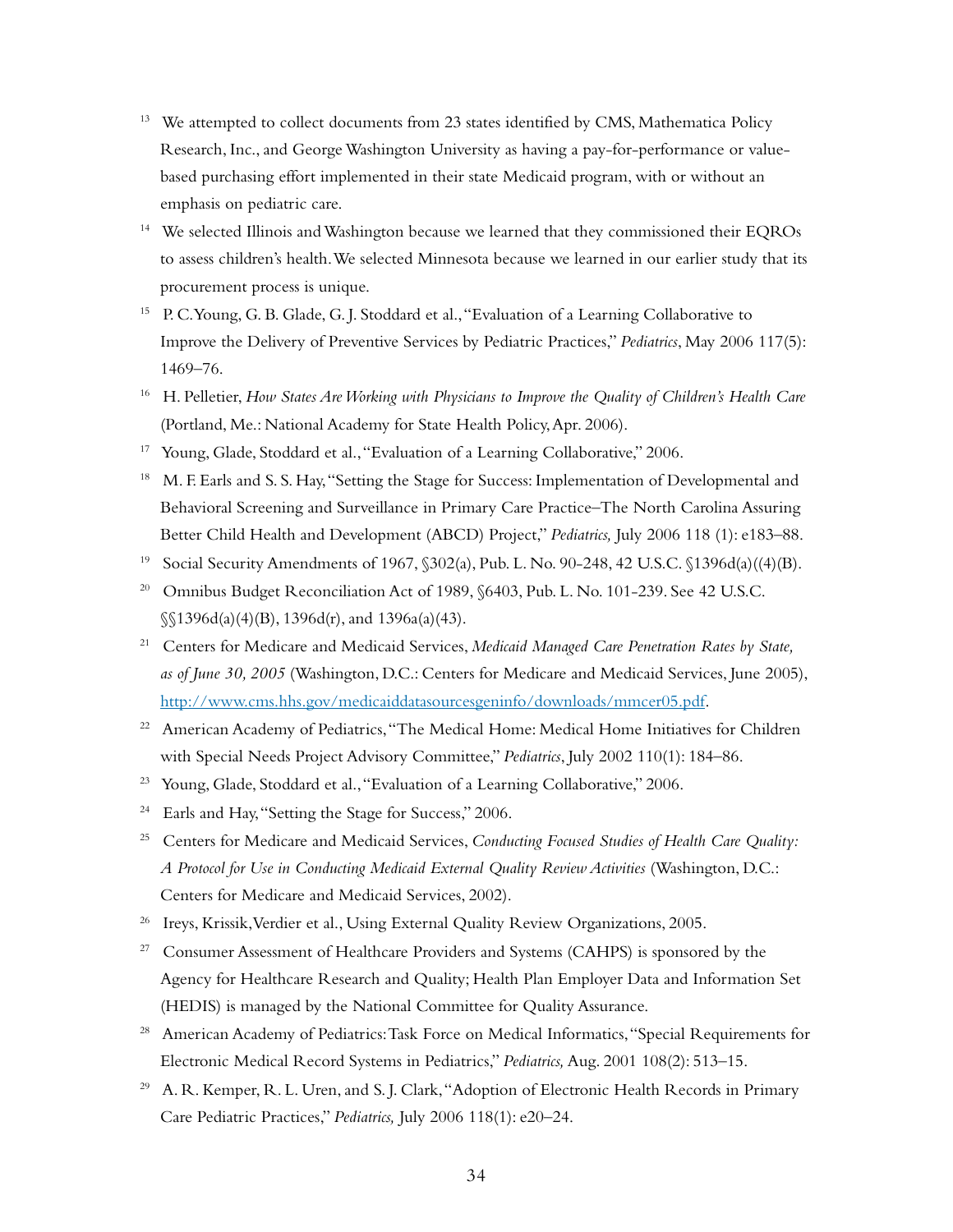[13] We attempted to collect documents from 23 states identified by CMS, Mathematica Policy Research, Inc., and George Washington University as having a pay-for-performance or value-based purchasing effort implemented in their state Medicaid program, with or without an emphasis on pediatric care.

[14] We selected Illinois and Washington because we learned that they commissioned their EQROs to assess children's health. We selected Minnesota because we learned in our earlier study that its procurement process is unique.

[15] P. C. Young, G. B. Glade, G. J. Stoddard et al., "Evaluation of a Learning Collaborative to Improve the Delivery of Preventive Services by Pediatric Practices," *Pediatrics*, May 2006 117(5): 1469–76.

[16] H. Pelletier, *How States Are Working with Physicians to Improve the Quality of Children's Health Care* (Portland, Me.: National Academy for State Health Policy, Apr. 2006).

[17] Young, Glade, Stoddard et al., "Evaluation of a Learning Collaborative," 2006.

[18] M. F. Earls and S. S. Hay, "Setting the Stage for Success: Implementation of Developmental and Behavioral Screening and Surveillance in Primary Care Practice–The North Carolina Assuring Better Child Health and Development (ABCD) Project," *Pediatrics,* July 2006 118 (1): e183–88.

[19] Social Security Amendments of 1967, §302(a), Pub. L. No. 90-248, 42 U.S.C. §1396d(a)((4)(B).

[20] Omnibus Budget Reconciliation Act of 1989, §6403, Pub. L. No. 101-239. See 42 U.S.C. §§1396d(a)(4)(B), 1396d(r), and 1396a(a)(43).

[21] Centers for Medicare and Medicaid Services, *Medicaid Managed Care Penetration Rates by State, as of June 30, 2005* (Washington, D.C.: Centers for Medicare and Medicaid Services, June 2005), http://www.cms.hhs.gov/medicaiddatasourcesgeninfo/downloads/mmcer05.pdf.

[22] American Academy of Pediatrics, "The Medical Home: Medical Home Initiatives for Children with Special Needs Project Advisory Committee," *Pediatrics*, July 2002 110(1): 184–86.

[23] Young, Glade, Stoddard et al., "Evaluation of a Learning Collaborative," 2006.

[24] Earls and Hay, "Setting the Stage for Success," 2006.

[25] Centers for Medicare and Medicaid Services, *Conducting Focused Studies of Health Care Quality: A Protocol for Use in Conducting Medicaid External Quality Review Activities* (Washington, D.C.: Centers for Medicare and Medicaid Services, 2002).

[26] Ireys, Krissik, Verdier et al., Using External Quality Review Organizations, 2005.

[27] Consumer Assessment of Healthcare Providers and Systems (CAHPS) is sponsored by the Agency for Healthcare Research and Quality; Health Plan Employer Data and Information Set (HEDIS) is managed by the National Committee for Quality Assurance.

[28] American Academy of Pediatrics: Task Force on Medical Informatics, "Special Requirements for Electronic Medical Record Systems in Pediatrics," *Pediatrics,* Aug. 2001 108(2): 513–15.

[29] A. R. Kemper, R. L. Uren, and S. J. Clark, "Adoption of Electronic Health Records in Primary Care Pediatric Practices," *Pediatrics,* July 2006 118(1): e20–24.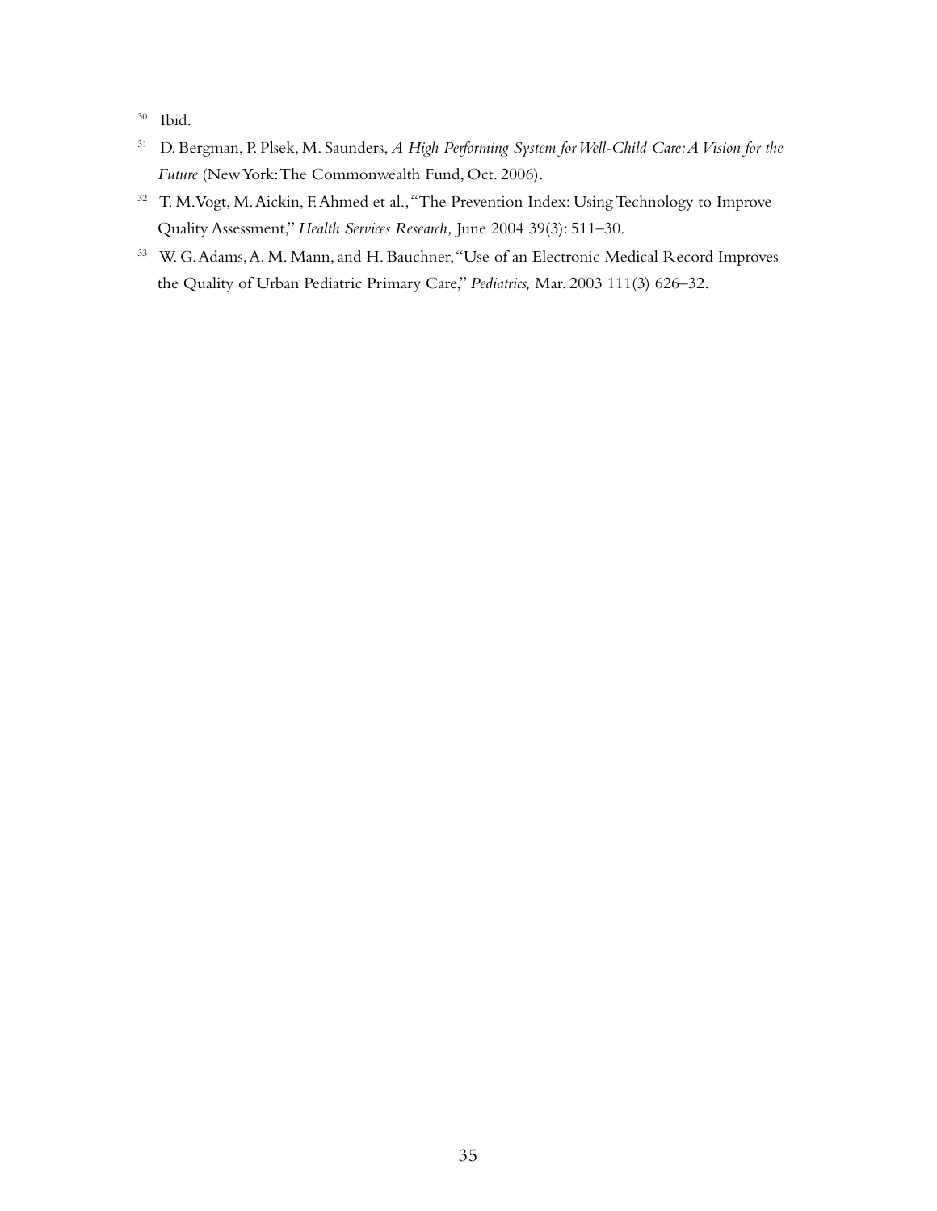[30] Ibid.

[31] D. Bergman, P. Plsek, M. Saunders, *A High Performing System for Well-Child Care: A Vision for the Future* (New York: The Commonwealth Fund, Oct. 2006).

[32] T. M. Vogt, M. Aickin, F. Ahmed et al., "The Prevention Index: Using Technology to Improve Quality Assessment," *Health Services Research,* June 2004 39(3): 511–30.

[33] W. G. Adams, A. M. Mann, and H. Bauchner, "Use of an Electronic Medical Record Improves the Quality of Urban Pediatric Primary Care," *Pediatrics,* Mar. 2003 111(3) 626–32.